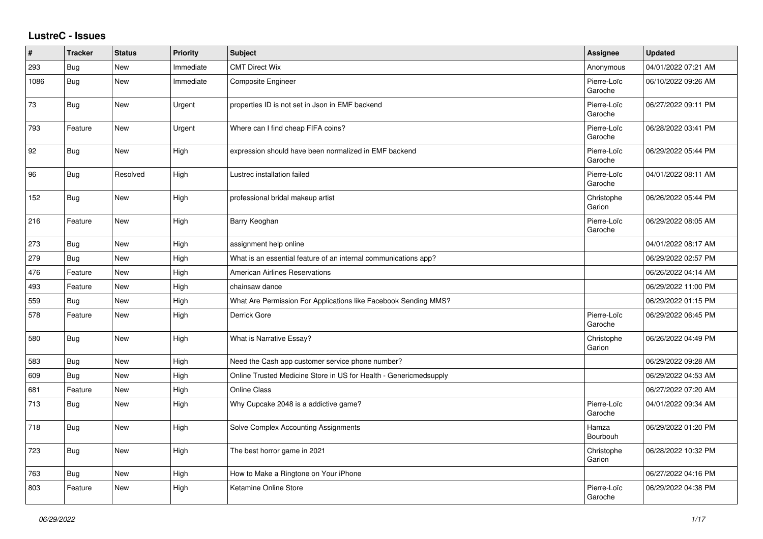## LustreC - Issues

| # | Tracker | Status | Priority | Subject | Assignee | Updated |
|---|---|---|---|---|---|---|
| 293 | Bug | New | Immediate | CMT Direct Wix | Anonymous | 04/01/2022 07:21 AM |
| 1086 | Bug | New | Immediate | Composite Engineer | Pierre-Loïc Garoche | 06/10/2022 09:26 AM |
| 73 | Bug | New | Urgent | properties ID is not set in Json in EMF backend | Pierre-Loïc Garoche | 06/27/2022 09:11 PM |
| 793 | Feature | New | Urgent | Where can I find cheap FIFA coins? | Pierre-Loïc Garoche | 06/28/2022 03:41 PM |
| 92 | Bug | New | High | expression should have been normalized in EMF backend | Pierre-Loïc Garoche | 06/29/2022 05:44 PM |
| 96 | Bug | Resolved | High | Lustrec installation failed | Pierre-Loïc Garoche | 04/01/2022 08:11 AM |
| 152 | Bug | New | High | professional bridal makeup artist | Christophe Garion | 06/26/2022 05:44 PM |
| 216 | Feature | New | High | Barry Keoghan | Pierre-Loïc Garoche | 06/29/2022 08:05 AM |
| 273 | Bug | New | High | assignment help online | | 04/01/2022 08:17 AM |
| 279 | Bug | New | High | What is an essential feature of an internal communications app? | | 06/29/2022 02:57 PM |
| 476 | Feature | New | High | American Airlines Reservations | | 06/26/2022 04:14 AM |
| 493 | Feature | New | High | chainsaw dance | | 06/29/2022 11:00 PM |
| 559 | Bug | New | High | What Are Permission For Applications like Facebook Sending MMS? | | 06/29/2022 01:15 PM |
| 578 | Feature | New | High | Derrick Gore | Pierre-Loïc Garoche | 06/29/2022 06:45 PM |
| 580 | Bug | New | High | What is Narrative Essay? | Christophe Garion | 06/26/2022 04:49 PM |
| 583 | Bug | New | High | Need the Cash app customer service phone number? | | 06/29/2022 09:28 AM |
| 609 | Bug | New | High | Online Trusted Medicine Store in US for Health - Genericmedsupply | | 06/29/2022 04:53 AM |
| 681 | Feature | New | High | Online Class | | 06/27/2022 07:20 AM |
| 713 | Bug | New | High | Why Cupcake 2048 is a addictive game? | Pierre-Loïc Garoche | 04/01/2022 09:34 AM |
| 718 | Bug | New | High | Solve Complex Accounting Assignments | Hamza Bourbouh | 06/29/2022 01:20 PM |
| 723 | Bug | New | High | The best horror game in 2021 | Christophe Garion | 06/28/2022 10:32 PM |
| 763 | Bug | New | High | How to Make a Ringtone on Your iPhone | | 06/27/2022 04:16 PM |
| 803 | Feature | New | High | Ketamine Online Store | Pierre-Loïc Garoche | 06/29/2022 04:38 PM |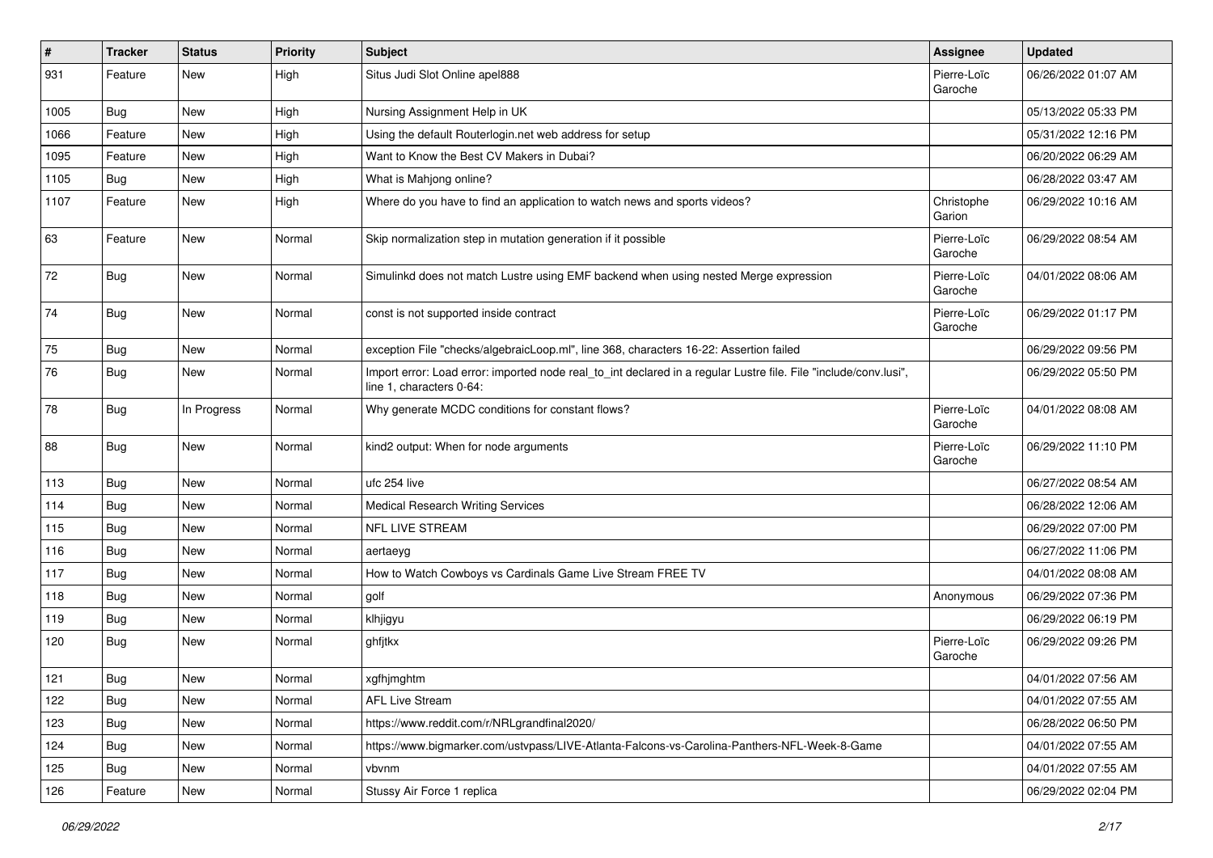| # | Tracker | Status | Priority | Subject | Assignee | Updated |
|---|---|---|---|---|---|---|
| 931 | Feature | New | High | Situs Judi Slot Online apel888 | Pierre-Loïc Garoche | 06/26/2022 01:07 AM |
| 1005 | Bug | New | High | Nursing Assignment Help in UK | | 05/13/2022 05:33 PM |
| 1066 | Feature | New | High | Using the default Routerlogin.net web address for setup | | 05/31/2022 12:16 PM |
| 1095 | Feature | New | High | Want to Know the Best CV Makers in Dubai? | | 06/20/2022 06:29 AM |
| 1105 | Bug | New | High | What is Mahjong online? | | 06/28/2022 03:47 AM |
| 1107 | Feature | New | High | Where do you have to find an application to watch news and sports videos? | Christophe Garion | 06/29/2022 10:16 AM |
| 63 | Feature | New | Normal | Skip normalization step in mutation generation if it possible | Pierre-Loïc Garoche | 06/29/2022 08:54 AM |
| 72 | Bug | New | Normal | Simulinkd does not match Lustre using EMF backend when using nested Merge expression | Pierre-Loïc Garoche | 04/01/2022 08:06 AM |
| 74 | Bug | New | Normal | const is not supported inside contract | Pierre-Loïc Garoche | 06/29/2022 01:17 PM |
| 75 | Bug | New | Normal | exception File "checks/algebraicLoop.ml", line 368, characters 16-22: Assertion failed | | 06/29/2022 09:56 PM |
| 76 | Bug | New | Normal | Import error: Load error: imported node real_to_int declared in a regular Lustre file. File "include/conv.lusi", line 1, characters 0-64: | | 06/29/2022 05:50 PM |
| 78 | Bug | In Progress | Normal | Why generate MCDC conditions for constant flows? | Pierre-Loïc Garoche | 04/01/2022 08:08 AM |
| 88 | Bug | New | Normal | kind2 output: When for node arguments | Pierre-Loïc Garoche | 06/29/2022 11:10 PM |
| 113 | Bug | New | Normal | ufc 254 live | | 06/27/2022 08:54 AM |
| 114 | Bug | New | Normal | Medical Research Writing Services | | 06/28/2022 12:06 AM |
| 115 | Bug | New | Normal | NFL LIVE STREAM | | 06/29/2022 07:00 PM |
| 116 | Bug | New | Normal | aertaeyg | | 06/27/2022 11:06 PM |
| 117 | Bug | New | Normal | How to Watch Cowboys vs Cardinals Game Live Stream FREE TV | | 04/01/2022 08:08 AM |
| 118 | Bug | New | Normal | golf | Anonymous | 06/29/2022 07:36 PM |
| 119 | Bug | New | Normal | klhjigyu | | 06/29/2022 06:19 PM |
| 120 | Bug | New | Normal | ghfjtkx | Pierre-Loïc Garoche | 06/29/2022 09:26 PM |
| 121 | Bug | New | Normal | xgfhjmghtm | | 04/01/2022 07:56 AM |
| 122 | Bug | New | Normal | AFL Live Stream | | 04/01/2022 07:55 AM |
| 123 | Bug | New | Normal | https://www.reddit.com/r/NRLgrandfinal2020/ | | 06/28/2022 06:50 PM |
| 124 | Bug | New | Normal | https://www.bigmarker.com/ustvpass/LIVE-Atlanta-Falcons-vs-Carolina-Panthers-NFL-Week-8-Game | | 04/01/2022 07:55 AM |
| 125 | Bug | New | Normal | vbvnm | | 04/01/2022 07:55 AM |
| 126 | Feature | New | Normal | Stussy Air Force 1 replica | | 06/29/2022 02:04 PM |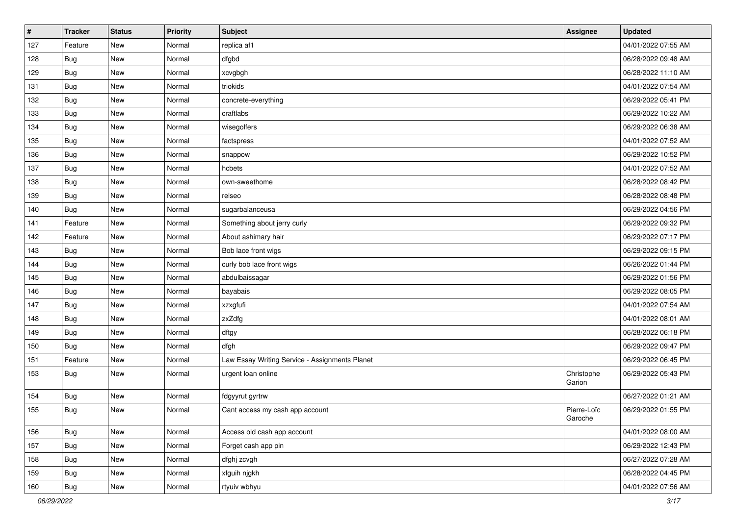| # | Tracker | Status | Priority | Subject | Assignee | Updated |
|---|---|---|---|---|---|---|
| 127 | Feature | New | Normal | replica af1 | | 04/01/2022 07:55 AM |
| 128 | Bug | New | Normal | dfgbd | | 06/28/2022 09:48 AM |
| 129 | Bug | New | Normal | xcvgbgh | | 06/28/2022 11:10 AM |
| 131 | Bug | New | Normal | triokids | | 04/01/2022 07:54 AM |
| 132 | Bug | New | Normal | concrete-everything | | 06/29/2022 05:41 PM |
| 133 | Bug | New | Normal | craftlabs | | 06/29/2022 10:22 AM |
| 134 | Bug | New | Normal | wisegolfers | | 06/29/2022 06:38 AM |
| 135 | Bug | New | Normal | factspress | | 04/01/2022 07:52 AM |
| 136 | Bug | New | Normal | snappow | | 06/29/2022 10:52 PM |
| 137 | Bug | New | Normal | hcbets | | 04/01/2022 07:52 AM |
| 138 | Bug | New | Normal | own-sweethome | | 06/28/2022 08:42 PM |
| 139 | Bug | New | Normal | relseo | | 06/28/2022 08:48 PM |
| 140 | Bug | New | Normal | sugarbalanceusa | | 06/29/2022 04:56 PM |
| 141 | Feature | New | Normal | Something about jerry curly | | 06/29/2022 09:32 PM |
| 142 | Feature | New | Normal | About ashimary hair | | 06/29/2022 07:17 PM |
| 143 | Bug | New | Normal | Bob lace front wigs | | 06/29/2022 09:15 PM |
| 144 | Bug | New | Normal | curly bob lace front wigs | | 06/26/2022 01:44 PM |
| 145 | Bug | New | Normal | abdulbaissagar | | 06/29/2022 01:56 PM |
| 146 | Bug | New | Normal | bayabais | | 06/29/2022 08:05 PM |
| 147 | Bug | New | Normal | xzxgfufi | | 04/01/2022 07:54 AM |
| 148 | Bug | New | Normal | zxZdfg | | 04/01/2022 08:01 AM |
| 149 | Bug | New | Normal | dftgy | | 06/28/2022 06:18 PM |
| 150 | Bug | New | Normal | dfgh | | 06/29/2022 09:47 PM |
| 151 | Feature | New | Normal | Law Essay Writing Service - Assignments Planet | | 06/29/2022 06:45 PM |
| 153 | Bug | New | Normal | urgent loan online | Christophe Garion | 06/29/2022 05:43 PM |
| 154 | Bug | New | Normal | fdgyyrut gyrtrw | | 06/27/2022 01:21 AM |
| 155 | Bug | New | Normal | Cant access my cash app account | Pierre-Loïc Garoche | 06/29/2022 01:55 PM |
| 156 | Bug | New | Normal | Access old cash app account | | 04/01/2022 08:00 AM |
| 157 | Bug | New | Normal | Forget cash app pin | | 06/29/2022 12:43 PM |
| 158 | Bug | New | Normal | dfghj zcvgh | | 06/27/2022 07:28 AM |
| 159 | Bug | New | Normal | xfguih njgkh | | 06/28/2022 04:45 PM |
| 160 | Bug | New | Normal | rtyuiv wbhyu | | 04/01/2022 07:56 AM |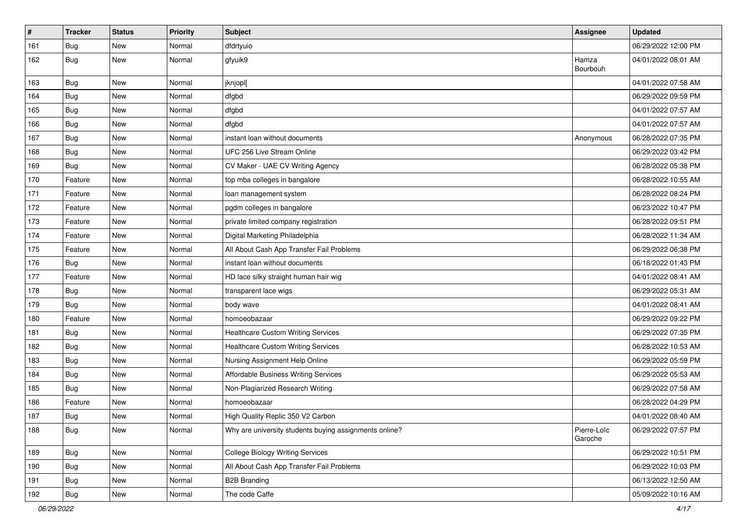| # | Tracker | Status | Priority | Subject | Assignee | Updated |
| --- | --- | --- | --- | --- | --- | --- |
| 161 | Bug | New | Normal | dfdrtyuio | | 06/29/2022 12:00 PM |
| 162 | Bug | New | Normal | gfyuik9 | Hamza Bourbouh | 04/01/2022 08:01 AM |
| 163 | Bug | New | Normal | jknjopl[ | | 04/01/2022 07:58 AM |
| 164 | Bug | New | Normal | dfgbd | | 06/29/2022 09:59 PM |
| 165 | Bug | New | Normal | dfgbd | | 04/01/2022 07:57 AM |
| 166 | Bug | New | Normal | dfgbd | | 04/01/2022 07:57 AM |
| 167 | Bug | New | Normal | instant loan without documents | Anonymous | 06/28/2022 07:35 PM |
| 168 | Bug | New | Normal | UFC 256 Live Stream Online | | 06/29/2022 03:42 PM |
| 169 | Bug | New | Normal | CV Maker - UAE CV Writing Agency | | 06/28/2022 05:38 PM |
| 170 | Feature | New | Normal | top mba colleges in bangalore | | 06/28/2022 10:55 AM |
| 171 | Feature | New | Normal | loan management system | | 06/28/2022 08:24 PM |
| 172 | Feature | New | Normal | pgdm colleges in bangalore | | 06/23/2022 10:47 PM |
| 173 | Feature | New | Normal | private limited company registration | | 06/28/2022 09:51 PM |
| 174 | Feature | New | Normal | Digital Marketing Philadelphia | | 06/28/2022 11:34 AM |
| 175 | Feature | New | Normal | All About Cash App Transfer Fail Problems | | 06/29/2022 06:38 PM |
| 176 | Bug | New | Normal | instant loan without documents | | 06/18/2022 01:43 PM |
| 177 | Feature | New | Normal | HD lace silky straight human hair wig | | 04/01/2022 08:41 AM |
| 178 | Bug | New | Normal | transparent lace wigs | | 06/29/2022 05:31 AM |
| 179 | Bug | New | Normal | body wave | | 04/01/2022 08:41 AM |
| 180 | Feature | New | Normal | homoeobazaar | | 06/29/2022 09:22 PM |
| 181 | Bug | New | Normal | Healthcare Custom Writing Services | | 06/29/2022 07:35 PM |
| 182 | Bug | New | Normal | Healthcare Custom Writing Services | | 06/28/2022 10:53 AM |
| 183 | Bug | New | Normal | Nursing Assignment Help Online | | 06/29/2022 05:59 PM |
| 184 | Bug | New | Normal | Affordable Business Writing Services | | 06/29/2022 05:53 AM |
| 185 | Bug | New | Normal | Non-Plagiarized Research Writing | | 06/29/2022 07:58 AM |
| 186 | Feature | New | Normal | homoeobazaar | | 06/28/2022 04:29 PM |
| 187 | Bug | New | Normal | High Quality Replic 350 V2 Carbon | | 04/01/2022 08:40 AM |
| 188 | Bug | New | Normal | Why are university students buying assignments online? | Pierre-Loïc Garoche | 06/29/2022 07:57 PM |
| 189 | Bug | New | Normal | College Biology Writing Services | | 06/29/2022 10:51 PM |
| 190 | Bug | New | Normal | All About Cash App Transfer Fail Problems | | 06/29/2022 10:03 PM |
| 191 | Bug | New | Normal | B2B Branding | | 06/13/2022 12:50 AM |
| 192 | Bug | New | Normal | The code Caffe | | 05/09/2022 10:16 AM |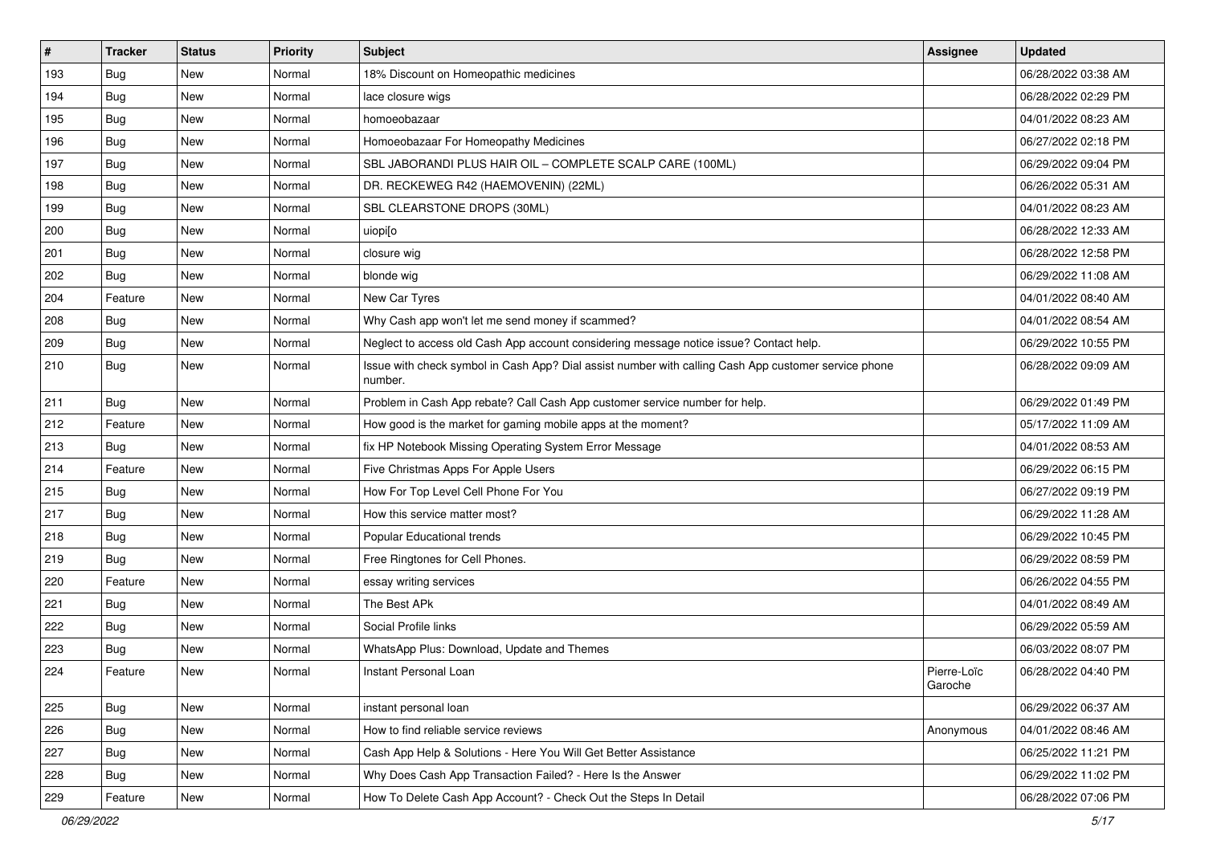| # | Tracker | Status | Priority | Subject | Assignee | Updated |
|---|---|---|---|---|---|---|
| 193 | Bug | New | Normal | 18% Discount on Homeopathic medicines | | 06/28/2022 03:38 AM |
| 194 | Bug | New | Normal | lace closure wigs | | 06/28/2022 02:29 PM |
| 195 | Bug | New | Normal | homoeobazaar | | 04/01/2022 08:23 AM |
| 196 | Bug | New | Normal | Homoeobazaar For Homeopathy Medicines | | 06/27/2022 02:18 PM |
| 197 | Bug | New | Normal | SBL JABORANDI PLUS HAIR OIL – COMPLETE SCALP CARE (100ML) | | 06/29/2022 09:04 PM |
| 198 | Bug | New | Normal | DR. RECKEWEG R42 (HAEMOVENIN) (22ML) | | 06/26/2022 05:31 AM |
| 199 | Bug | New | Normal | SBL CLEARSTONE DROPS (30ML) | | 04/01/2022 08:23 AM |
| 200 | Bug | New | Normal | uiopi[o | | 06/28/2022 12:33 AM |
| 201 | Bug | New | Normal | closure wig | | 06/28/2022 12:58 PM |
| 202 | Bug | New | Normal | blonde wig | | 06/29/2022 11:08 AM |
| 204 | Feature | New | Normal | New Car Tyres | | 04/01/2022 08:40 AM |
| 208 | Bug | New | Normal | Why Cash app won't let me send money if scammed? | | 04/01/2022 08:54 AM |
| 209 | Bug | New | Normal | Neglect to access old Cash App account considering message notice issue? Contact help. | | 06/29/2022 10:55 PM |
| 210 | Bug | New | Normal | Issue with check symbol in Cash App? Dial assist number with calling Cash App customer service phone number. | | 06/28/2022 09:09 AM |
| 211 | Bug | New | Normal | Problem in Cash App rebate? Call Cash App customer service number for help. | | 06/29/2022 01:49 PM |
| 212 | Feature | New | Normal | How good is the market for gaming mobile apps at the moment? | | 05/17/2022 11:09 AM |
| 213 | Bug | New | Normal | fix HP Notebook Missing Operating System Error Message | | 04/01/2022 08:53 AM |
| 214 | Feature | New | Normal | Five Christmas Apps For Apple Users | | 06/29/2022 06:15 PM |
| 215 | Bug | New | Normal | How For Top Level Cell Phone For You | | 06/27/2022 09:19 PM |
| 217 | Bug | New | Normal | How this service matter most? | | 06/29/2022 11:28 AM |
| 218 | Bug | New | Normal | Popular Educational trends | | 06/29/2022 10:45 PM |
| 219 | Bug | New | Normal | Free Ringtones for Cell Phones. | | 06/29/2022 08:59 PM |
| 220 | Feature | New | Normal | essay writing services | | 06/26/2022 04:55 PM |
| 221 | Bug | New | Normal | The Best APk | | 04/01/2022 08:49 AM |
| 222 | Bug | New | Normal | Social Profile links | | 06/29/2022 05:59 AM |
| 223 | Bug | New | Normal | WhatsApp Plus: Download, Update and Themes | | 06/03/2022 08:07 PM |
| 224 | Feature | New | Normal | Instant Personal Loan | Pierre-Loïc Garoche | 06/28/2022 04:40 PM |
| 225 | Bug | New | Normal | instant personal loan | | 06/29/2022 06:37 AM |
| 226 | Bug | New | Normal | How to find reliable service reviews | Anonymous | 04/01/2022 08:46 AM |
| 227 | Bug | New | Normal | Cash App Help & Solutions - Here You Will Get Better Assistance | | 06/25/2022 11:21 PM |
| 228 | Bug | New | Normal | Why Does Cash App Transaction Failed? - Here Is the Answer | | 06/29/2022 11:02 PM |
| 229 | Feature | New | Normal | How To Delete Cash App Account? - Check Out the Steps In Detail | | 06/28/2022 07:06 PM |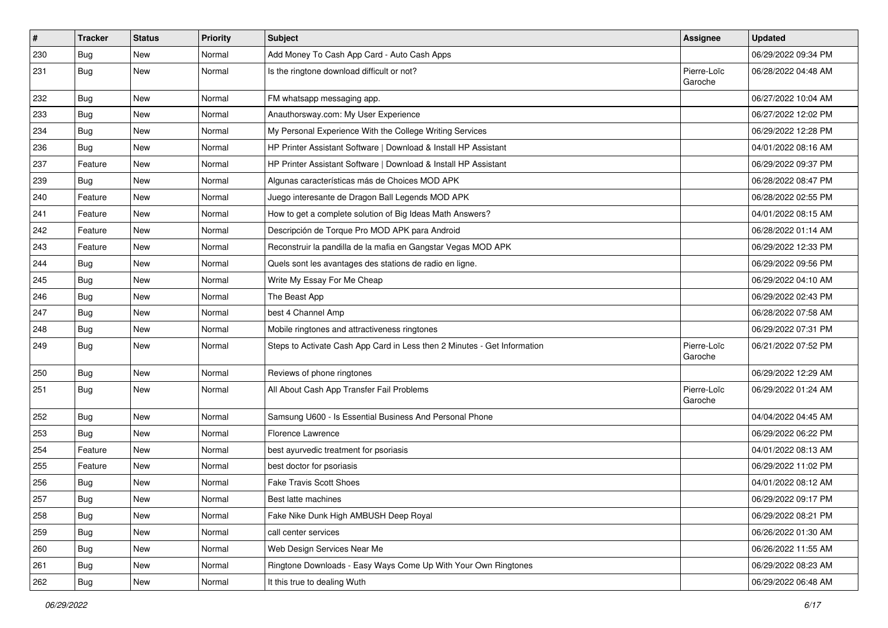| # | Tracker | Status | Priority | Subject | Assignee | Updated |
|---|---|---|---|---|---|---|
| 230 | Bug | New | Normal | Add Money To Cash App Card - Auto Cash Apps | | 06/29/2022 09:34 PM |
| 231 | Bug | New | Normal | Is the ringtone download difficult or not? | Pierre-Loïc Garoche | 06/28/2022 04:48 AM |
| 232 | Bug | New | Normal | FM whatsapp messaging app. | | 06/27/2022 10:04 AM |
| 233 | Bug | New | Normal | Anauthorsway.com: My User Experience | | 06/27/2022 12:02 PM |
| 234 | Bug | New | Normal | My Personal Experience With the College Writing Services | | 06/29/2022 12:28 PM |
| 236 | Bug | New | Normal | HP Printer Assistant Software \| Download & Install HP Assistant | | 04/01/2022 08:16 AM |
| 237 | Feature | New | Normal | HP Printer Assistant Software \| Download & Install HP Assistant | | 06/29/2022 09:37 PM |
| 239 | Bug | New | Normal | Algunas características más de Choices MOD APK | | 06/28/2022 08:47 PM |
| 240 | Feature | New | Normal | Juego interesante de Dragon Ball Legends MOD APK | | 06/28/2022 02:55 PM |
| 241 | Feature | New | Normal | How to get a complete solution of Big Ideas Math Answers? | | 04/01/2022 08:15 AM |
| 242 | Feature | New | Normal | Descripción de Torque Pro MOD APK para Android | | 06/28/2022 01:14 AM |
| 243 | Feature | New | Normal | Reconstruir la pandilla de la mafia en Gangstar Vegas MOD APK | | 06/29/2022 12:33 PM |
| 244 | Bug | New | Normal | Quels sont les avantages des stations de radio en ligne. | | 06/29/2022 09:56 PM |
| 245 | Bug | New | Normal | Write My Essay For Me Cheap | | 06/29/2022 04:10 AM |
| 246 | Bug | New | Normal | The Beast App | | 06/29/2022 02:43 PM |
| 247 | Bug | New | Normal | best 4 Channel Amp | | 06/28/2022 07:58 AM |
| 248 | Bug | New | Normal | Mobile ringtones and attractiveness ringtones | | 06/29/2022 07:31 PM |
| 249 | Bug | New | Normal | Steps to Activate Cash App Card in Less then 2 Minutes - Get Information | Pierre-Loïc Garoche | 06/21/2022 07:52 PM |
| 250 | Bug | New | Normal | Reviews of phone ringtones | | 06/29/2022 12:29 AM |
| 251 | Bug | New | Normal | All About Cash App Transfer Fail Problems | Pierre-Loïc Garoche | 06/29/2022 01:24 AM |
| 252 | Bug | New | Normal | Samsung U600 - Is Essential Business And Personal Phone | | 04/04/2022 04:45 AM |
| 253 | Bug | New | Normal | Florence Lawrence | | 06/29/2022 06:22 PM |
| 254 | Feature | New | Normal | best ayurvedic treatment for psoriasis | | 04/01/2022 08:13 AM |
| 255 | Feature | New | Normal | best doctor for psoriasis | | 06/29/2022 11:02 PM |
| 256 | Bug | New | Normal | Fake Travis Scott Shoes | | 04/01/2022 08:12 AM |
| 257 | Bug | New | Normal | Best latte machines | | 06/29/2022 09:17 PM |
| 258 | Bug | New | Normal | Fake Nike Dunk High AMBUSH Deep Royal | | 06/29/2022 08:21 PM |
| 259 | Bug | New | Normal | call center services | | 06/26/2022 01:30 AM |
| 260 | Bug | New | Normal | Web Design Services Near Me | | 06/26/2022 11:55 AM |
| 261 | Bug | New | Normal | Ringtone Downloads - Easy Ways Come Up With Your Own Ringtones | | 06/29/2022 08:23 AM |
| 262 | Bug | New | Normal | It this true to dealing Wuth | | 06/29/2022 06:48 AM |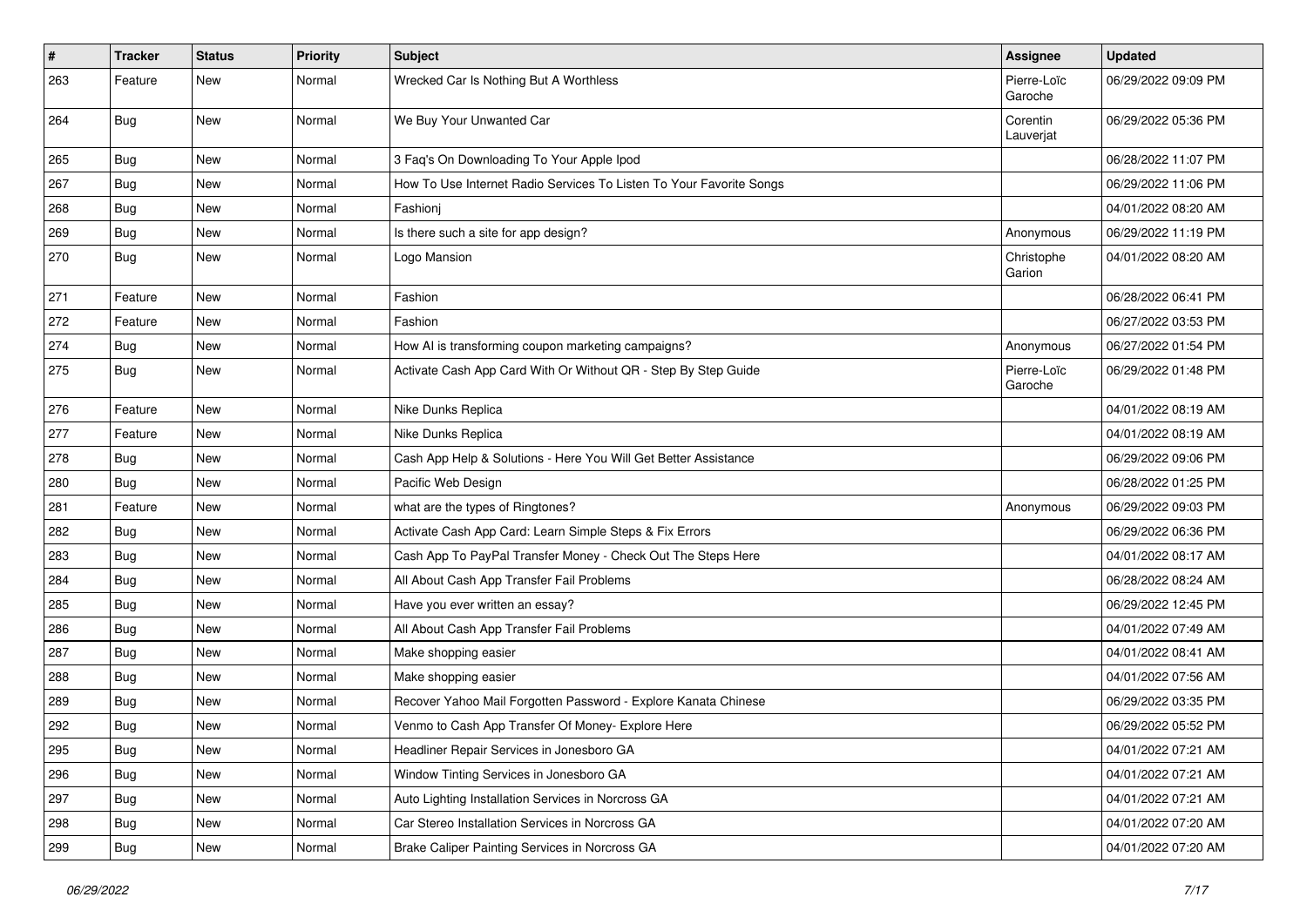| # | Tracker | Status | Priority | Subject | Assignee | Updated |
|---|---|---|---|---|---|---|
| 263 | Feature | New | Normal | Wrecked Car Is Nothing But A Worthless | Pierre-Loïc Garoche | 06/29/2022 09:09 PM |
| 264 | Bug | New | Normal | We Buy Your Unwanted Car | Corentin Lauverjat | 06/29/2022 05:36 PM |
| 265 | Bug | New | Normal | 3 Faq's On Downloading To Your Apple Ipod | | 06/28/2022 11:07 PM |
| 267 | Bug | New | Normal | How To Use Internet Radio Services To Listen To Your Favorite Songs | | 06/29/2022 11:06 PM |
| 268 | Bug | New | Normal | Fashionj | | 04/01/2022 08:20 AM |
| 269 | Bug | New | Normal | Is there such a site for app design? | Anonymous | 06/29/2022 11:19 PM |
| 270 | Bug | New | Normal | Logo Mansion | Christophe Garion | 04/01/2022 08:20 AM |
| 271 | Feature | New | Normal | Fashion | | 06/28/2022 06:41 PM |
| 272 | Feature | New | Normal | Fashion | | 06/27/2022 03:53 PM |
| 274 | Bug | New | Normal | How AI is transforming coupon marketing campaigns? | Anonymous | 06/27/2022 01:54 PM |
| 275 | Bug | New | Normal | Activate Cash App Card With Or Without QR - Step By Step Guide | Pierre-Loïc Garoche | 06/29/2022 01:48 PM |
| 276 | Feature | New | Normal | Nike Dunks Replica | | 04/01/2022 08:19 AM |
| 277 | Feature | New | Normal | Nike Dunks Replica | | 04/01/2022 08:19 AM |
| 278 | Bug | New | Normal | Cash App Help & Solutions - Here You Will Get Better Assistance | | 06/29/2022 09:06 PM |
| 280 | Bug | New | Normal | Pacific Web Design | | 06/28/2022 01:25 PM |
| 281 | Feature | New | Normal | what are the types of Ringtones? | Anonymous | 06/29/2022 09:03 PM |
| 282 | Bug | New | Normal | Activate Cash App Card: Learn Simple Steps & Fix Errors | | 06/29/2022 06:36 PM |
| 283 | Bug | New | Normal | Cash App To PayPal Transfer Money - Check Out The Steps Here | | 04/01/2022 08:17 AM |
| 284 | Bug | New | Normal | All About Cash App Transfer Fail Problems | | 06/28/2022 08:24 AM |
| 285 | Bug | New | Normal | Have you ever written an essay? | | 06/29/2022 12:45 PM |
| 286 | Bug | New | Normal | All About Cash App Transfer Fail Problems | | 04/01/2022 07:49 AM |
| 287 | Bug | New | Normal | Make shopping easier | | 04/01/2022 08:41 AM |
| 288 | Bug | New | Normal | Make shopping easier | | 04/01/2022 07:56 AM |
| 289 | Bug | New | Normal | Recover Yahoo Mail Forgotten Password - Explore Kanata Chinese | | 06/29/2022 03:35 PM |
| 292 | Bug | New | Normal | Venmo to Cash App Transfer Of Money- Explore Here | | 06/29/2022 05:52 PM |
| 295 | Bug | New | Normal | Headliner Repair Services in Jonesboro GA | | 04/01/2022 07:21 AM |
| 296 | Bug | New | Normal | Window Tinting Services in Jonesboro GA | | 04/01/2022 07:21 AM |
| 297 | Bug | New | Normal | Auto Lighting Installation Services in Norcross GA | | 04/01/2022 07:21 AM |
| 298 | Bug | New | Normal | Car Stereo Installation Services in Norcross GA | | 04/01/2022 07:20 AM |
| 299 | Bug | New | Normal | Brake Caliper Painting Services in Norcross GA | | 04/01/2022 07:20 AM |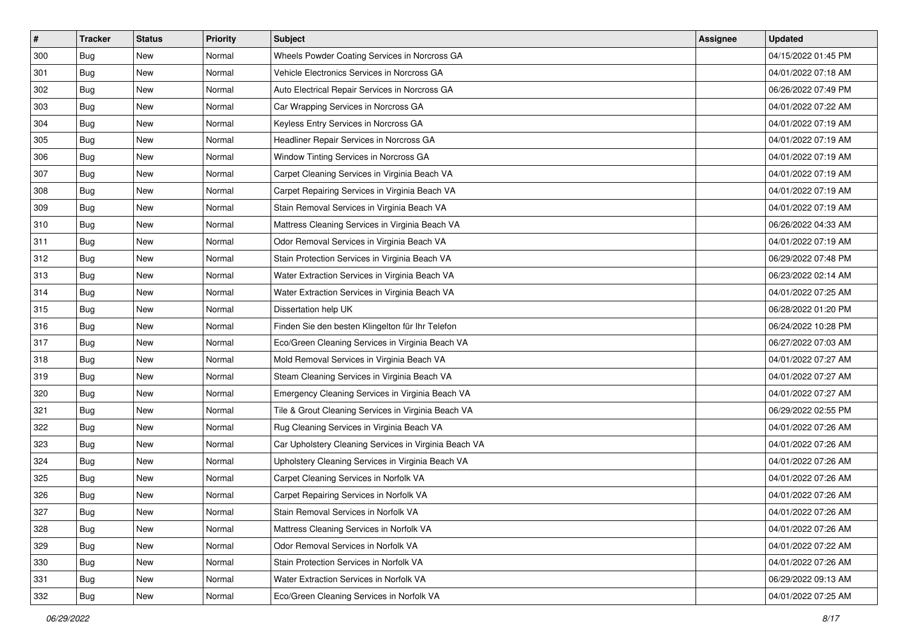| # | Tracker | Status | Priority | Subject | Assignee | Updated |
|---|---|---|---|---|---|---|
| 300 | Bug | New | Normal | Wheels Powder Coating Services in Norcross GA | | 04/15/2022 01:45 PM |
| 301 | Bug | New | Normal | Vehicle Electronics Services in Norcross GA | | 04/01/2022 07:18 AM |
| 302 | Bug | New | Normal | Auto Electrical Repair Services in Norcross GA | | 06/26/2022 07:49 PM |
| 303 | Bug | New | Normal | Car Wrapping Services in Norcross GA | | 04/01/2022 07:22 AM |
| 304 | Bug | New | Normal | Keyless Entry Services in Norcross GA | | 04/01/2022 07:19 AM |
| 305 | Bug | New | Normal | Headliner Repair Services in Norcross GA | | 04/01/2022 07:19 AM |
| 306 | Bug | New | Normal | Window Tinting Services in Norcross GA | | 04/01/2022 07:19 AM |
| 307 | Bug | New | Normal | Carpet Cleaning Services in Virginia Beach VA | | 04/01/2022 07:19 AM |
| 308 | Bug | New | Normal | Carpet Repairing Services in Virginia Beach VA | | 04/01/2022 07:19 AM |
| 309 | Bug | New | Normal | Stain Removal Services in Virginia Beach VA | | 04/01/2022 07:19 AM |
| 310 | Bug | New | Normal | Mattress Cleaning Services in Virginia Beach VA | | 06/26/2022 04:33 AM |
| 311 | Bug | New | Normal | Odor Removal Services in Virginia Beach VA | | 04/01/2022 07:19 AM |
| 312 | Bug | New | Normal | Stain Protection Services in Virginia Beach VA | | 06/29/2022 07:48 PM |
| 313 | Bug | New | Normal | Water Extraction Services in Virginia Beach VA | | 06/23/2022 02:14 AM |
| 314 | Bug | New | Normal | Water Extraction Services in Virginia Beach VA | | 04/01/2022 07:25 AM |
| 315 | Bug | New | Normal | Dissertation help UK | | 06/28/2022 01:20 PM |
| 316 | Bug | New | Normal | Finden Sie den besten Klingelton für Ihr Telefon | | 06/24/2022 10:28 PM |
| 317 | Bug | New | Normal | Eco/Green Cleaning Services in Virginia Beach VA | | 06/27/2022 07:03 AM |
| 318 | Bug | New | Normal | Mold Removal Services in Virginia Beach VA | | 04/01/2022 07:27 AM |
| 319 | Bug | New | Normal | Steam Cleaning Services in Virginia Beach VA | | 04/01/2022 07:27 AM |
| 320 | Bug | New | Normal | Emergency Cleaning Services in Virginia Beach VA | | 04/01/2022 07:27 AM |
| 321 | Bug | New | Normal | Tile & Grout Cleaning Services in Virginia Beach VA | | 06/29/2022 02:55 PM |
| 322 | Bug | New | Normal | Rug Cleaning Services in Virginia Beach VA | | 04/01/2022 07:26 AM |
| 323 | Bug | New | Normal | Car Upholstery Cleaning Services in Virginia Beach VA | | 04/01/2022 07:26 AM |
| 324 | Bug | New | Normal | Upholstery Cleaning Services in Virginia Beach VA | | 04/01/2022 07:26 AM |
| 325 | Bug | New | Normal | Carpet Cleaning Services in Norfolk VA | | 04/01/2022 07:26 AM |
| 326 | Bug | New | Normal | Carpet Repairing Services in Norfolk VA | | 04/01/2022 07:26 AM |
| 327 | Bug | New | Normal | Stain Removal Services in Norfolk VA | | 04/01/2022 07:26 AM |
| 328 | Bug | New | Normal | Mattress Cleaning Services in Norfolk VA | | 04/01/2022 07:26 AM |
| 329 | Bug | New | Normal | Odor Removal Services in Norfolk VA | | 04/01/2022 07:22 AM |
| 330 | Bug | New | Normal | Stain Protection Services in Norfolk VA | | 04/01/2022 07:26 AM |
| 331 | Bug | New | Normal | Water Extraction Services in Norfolk VA | | 06/29/2022 09:13 AM |
| 332 | Bug | New | Normal | Eco/Green Cleaning Services in Norfolk VA | | 04/01/2022 07:25 AM |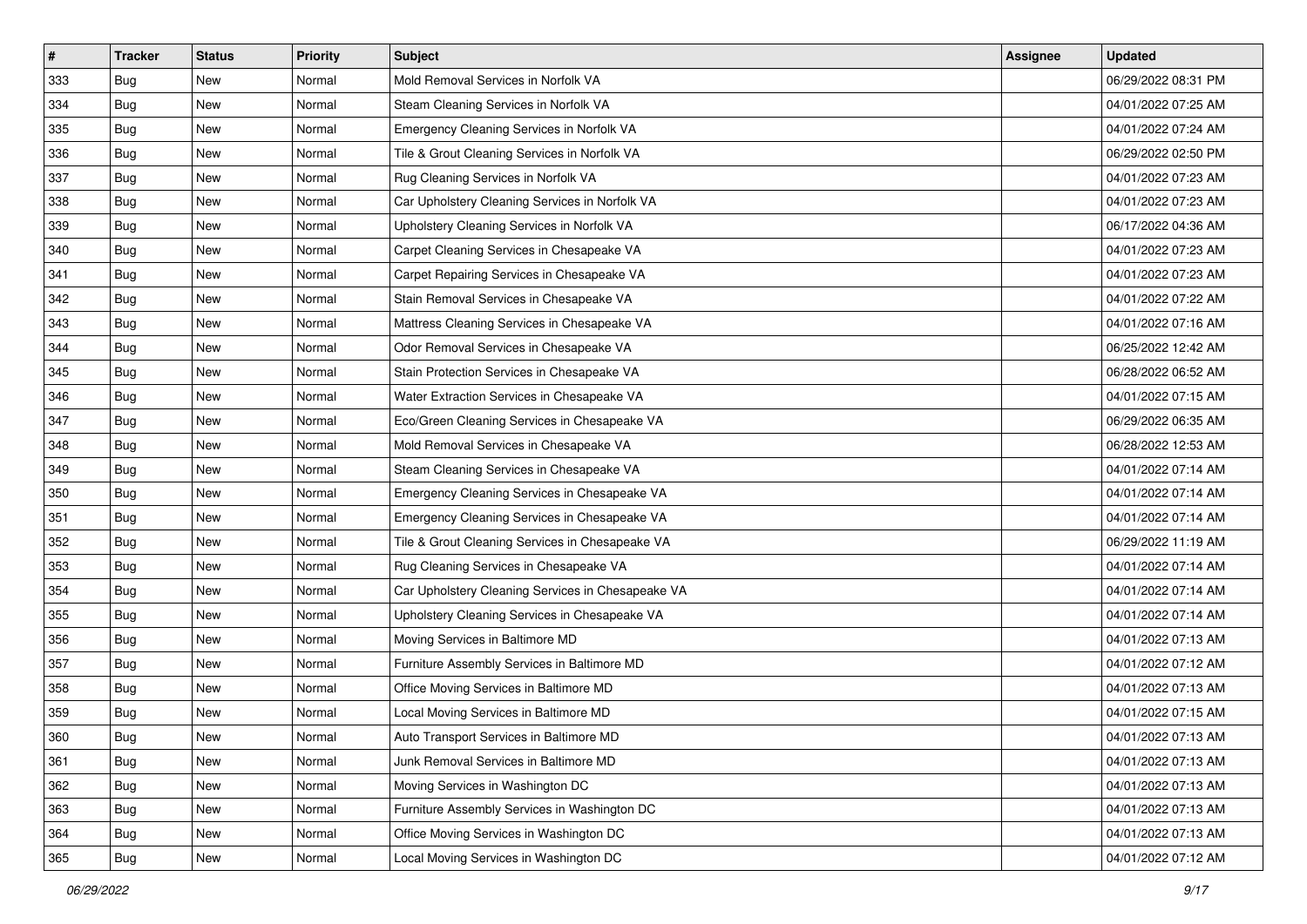| # | Tracker | Status | Priority | Subject | Assignee | Updated |
|---|---|---|---|---|---|---|
| 333 | Bug | New | Normal | Mold Removal Services in Norfolk VA | | 06/29/2022 08:31 PM |
| 334 | Bug | New | Normal | Steam Cleaning Services in Norfolk VA | | 04/01/2022 07:25 AM |
| 335 | Bug | New | Normal | Emergency Cleaning Services in Norfolk VA | | 04/01/2022 07:24 AM |
| 336 | Bug | New | Normal | Tile & Grout Cleaning Services in Norfolk VA | | 06/29/2022 02:50 PM |
| 337 | Bug | New | Normal | Rug Cleaning Services in Norfolk VA | | 04/01/2022 07:23 AM |
| 338 | Bug | New | Normal | Car Upholstery Cleaning Services in Norfolk VA | | 04/01/2022 07:23 AM |
| 339 | Bug | New | Normal | Upholstery Cleaning Services in Norfolk VA | | 06/17/2022 04:36 AM |
| 340 | Bug | New | Normal | Carpet Cleaning Services in Chesapeake VA | | 04/01/2022 07:23 AM |
| 341 | Bug | New | Normal | Carpet Repairing Services in Chesapeake VA | | 04/01/2022 07:23 AM |
| 342 | Bug | New | Normal | Stain Removal Services in Chesapeake VA | | 04/01/2022 07:22 AM |
| 343 | Bug | New | Normal | Mattress Cleaning Services in Chesapeake VA | | 04/01/2022 07:16 AM |
| 344 | Bug | New | Normal | Odor Removal Services in Chesapeake VA | | 06/25/2022 12:42 AM |
| 345 | Bug | New | Normal | Stain Protection Services in Chesapeake VA | | 06/28/2022 06:52 AM |
| 346 | Bug | New | Normal | Water Extraction Services in Chesapeake VA | | 04/01/2022 07:15 AM |
| 347 | Bug | New | Normal | Eco/Green Cleaning Services in Chesapeake VA | | 06/29/2022 06:35 AM |
| 348 | Bug | New | Normal | Mold Removal Services in Chesapeake VA | | 06/28/2022 12:53 AM |
| 349 | Bug | New | Normal | Steam Cleaning Services in Chesapeake VA | | 04/01/2022 07:14 AM |
| 350 | Bug | New | Normal | Emergency Cleaning Services in Chesapeake VA | | 04/01/2022 07:14 AM |
| 351 | Bug | New | Normal | Emergency Cleaning Services in Chesapeake VA | | 04/01/2022 07:14 AM |
| 352 | Bug | New | Normal | Tile & Grout Cleaning Services in Chesapeake VA | | 06/29/2022 11:19 AM |
| 353 | Bug | New | Normal | Rug Cleaning Services in Chesapeake VA | | 04/01/2022 07:14 AM |
| 354 | Bug | New | Normal | Car Upholstery Cleaning Services in Chesapeake VA | | 04/01/2022 07:14 AM |
| 355 | Bug | New | Normal | Upholstery Cleaning Services in Chesapeake VA | | 04/01/2022 07:14 AM |
| 356 | Bug | New | Normal | Moving Services in Baltimore MD | | 04/01/2022 07:13 AM |
| 357 | Bug | New | Normal | Furniture Assembly Services in Baltimore MD | | 04/01/2022 07:12 AM |
| 358 | Bug | New | Normal | Office Moving Services in Baltimore MD | | 04/01/2022 07:13 AM |
| 359 | Bug | New | Normal | Local Moving Services in Baltimore MD | | 04/01/2022 07:15 AM |
| 360 | Bug | New | Normal | Auto Transport Services in Baltimore MD | | 04/01/2022 07:13 AM |
| 361 | Bug | New | Normal | Junk Removal Services in Baltimore MD | | 04/01/2022 07:13 AM |
| 362 | Bug | New | Normal | Moving Services in Washington DC | | 04/01/2022 07:13 AM |
| 363 | Bug | New | Normal | Furniture Assembly Services in Washington DC | | 04/01/2022 07:13 AM |
| 364 | Bug | New | Normal | Office Moving Services in Washington DC | | 04/01/2022 07:13 AM |
| 365 | Bug | New | Normal | Local Moving Services in Washington DC | | 04/01/2022 07:12 AM |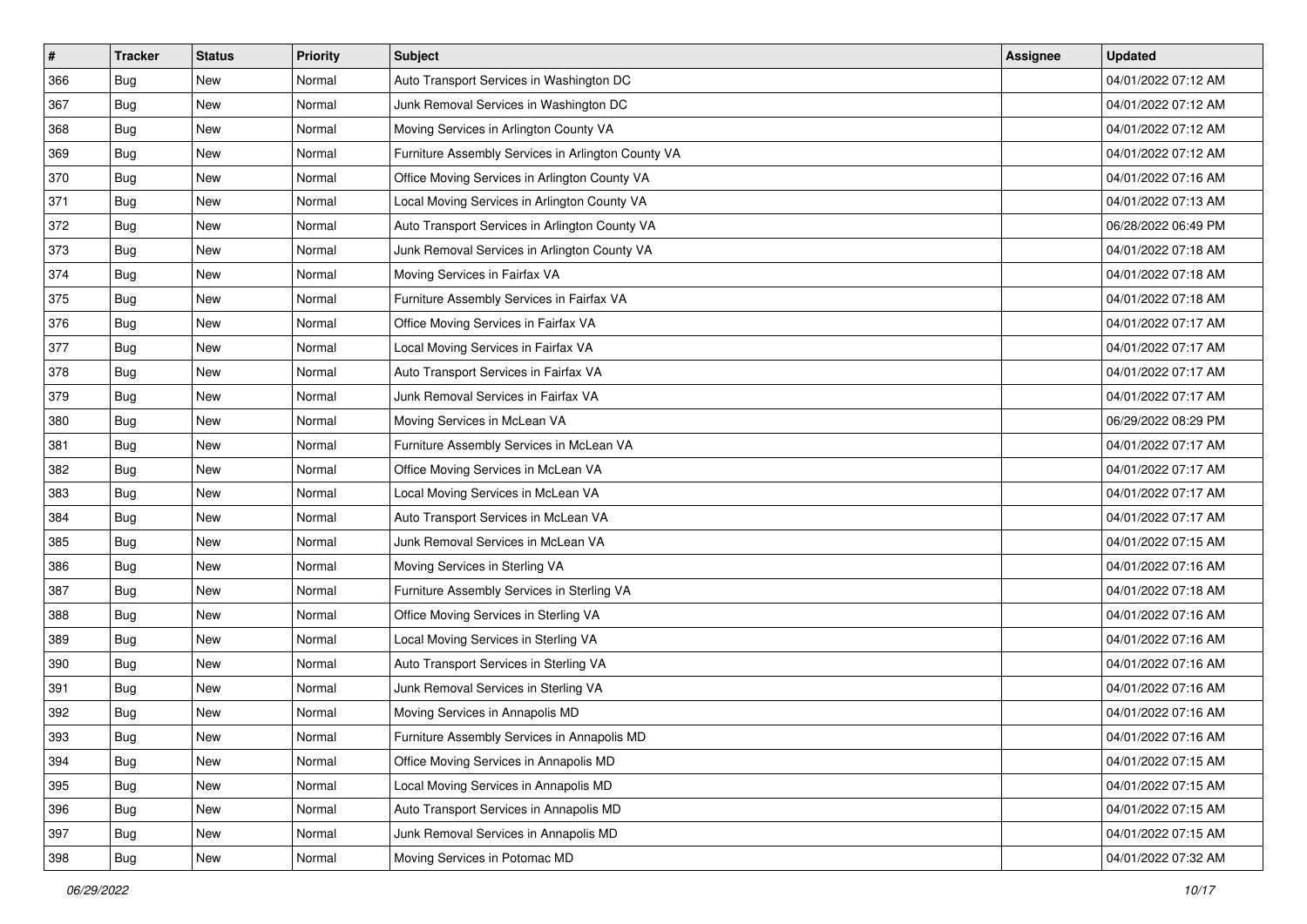| # | Tracker | Status | Priority | Subject | Assignee | Updated |
|---|---|---|---|---|---|---|
| 366 | Bug | New | Normal | Auto Transport Services in Washington DC | | 04/01/2022 07:12 AM |
| 367 | Bug | New | Normal | Junk Removal Services in Washington DC | | 04/01/2022 07:12 AM |
| 368 | Bug | New | Normal | Moving Services in Arlington County VA | | 04/01/2022 07:12 AM |
| 369 | Bug | New | Normal | Furniture Assembly Services in Arlington County VA | | 04/01/2022 07:12 AM |
| 370 | Bug | New | Normal | Office Moving Services in Arlington County VA | | 04/01/2022 07:16 AM |
| 371 | Bug | New | Normal | Local Moving Services in Arlington County VA | | 04/01/2022 07:13 AM |
| 372 | Bug | New | Normal | Auto Transport Services in Arlington County VA | | 06/28/2022 06:49 PM |
| 373 | Bug | New | Normal | Junk Removal Services in Arlington County VA | | 04/01/2022 07:18 AM |
| 374 | Bug | New | Normal | Moving Services in Fairfax VA | | 04/01/2022 07:18 AM |
| 375 | Bug | New | Normal | Furniture Assembly Services in Fairfax VA | | 04/01/2022 07:18 AM |
| 376 | Bug | New | Normal | Office Moving Services in Fairfax VA | | 04/01/2022 07:17 AM |
| 377 | Bug | New | Normal | Local Moving Services in Fairfax VA | | 04/01/2022 07:17 AM |
| 378 | Bug | New | Normal | Auto Transport Services in Fairfax VA | | 04/01/2022 07:17 AM |
| 379 | Bug | New | Normal | Junk Removal Services in Fairfax VA | | 04/01/2022 07:17 AM |
| 380 | Bug | New | Normal | Moving Services in McLean VA | | 06/29/2022 08:29 PM |
| 381 | Bug | New | Normal | Furniture Assembly Services in McLean VA | | 04/01/2022 07:17 AM |
| 382 | Bug | New | Normal | Office Moving Services in McLean VA | | 04/01/2022 07:17 AM |
| 383 | Bug | New | Normal | Local Moving Services in McLean VA | | 04/01/2022 07:17 AM |
| 384 | Bug | New | Normal | Auto Transport Services in McLean VA | | 04/01/2022 07:17 AM |
| 385 | Bug | New | Normal | Junk Removal Services in McLean VA | | 04/01/2022 07:15 AM |
| 386 | Bug | New | Normal | Moving Services in Sterling VA | | 04/01/2022 07:16 AM |
| 387 | Bug | New | Normal | Furniture Assembly Services in Sterling VA | | 04/01/2022 07:18 AM |
| 388 | Bug | New | Normal | Office Moving Services in Sterling VA | | 04/01/2022 07:16 AM |
| 389 | Bug | New | Normal | Local Moving Services in Sterling VA | | 04/01/2022 07:16 AM |
| 390 | Bug | New | Normal | Auto Transport Services in Sterling VA | | 04/01/2022 07:16 AM |
| 391 | Bug | New | Normal | Junk Removal Services in Sterling VA | | 04/01/2022 07:16 AM |
| 392 | Bug | New | Normal | Moving Services in Annapolis MD | | 04/01/2022 07:16 AM |
| 393 | Bug | New | Normal | Furniture Assembly Services in Annapolis MD | | 04/01/2022 07:16 AM |
| 394 | Bug | New | Normal | Office Moving Services in Annapolis MD | | 04/01/2022 07:15 AM |
| 395 | Bug | New | Normal | Local Moving Services in Annapolis MD | | 04/01/2022 07:15 AM |
| 396 | Bug | New | Normal | Auto Transport Services in Annapolis MD | | 04/01/2022 07:15 AM |
| 397 | Bug | New | Normal | Junk Removal Services in Annapolis MD | | 04/01/2022 07:15 AM |
| 398 | Bug | New | Normal | Moving Services in Potomac MD | | 04/01/2022 07:32 AM |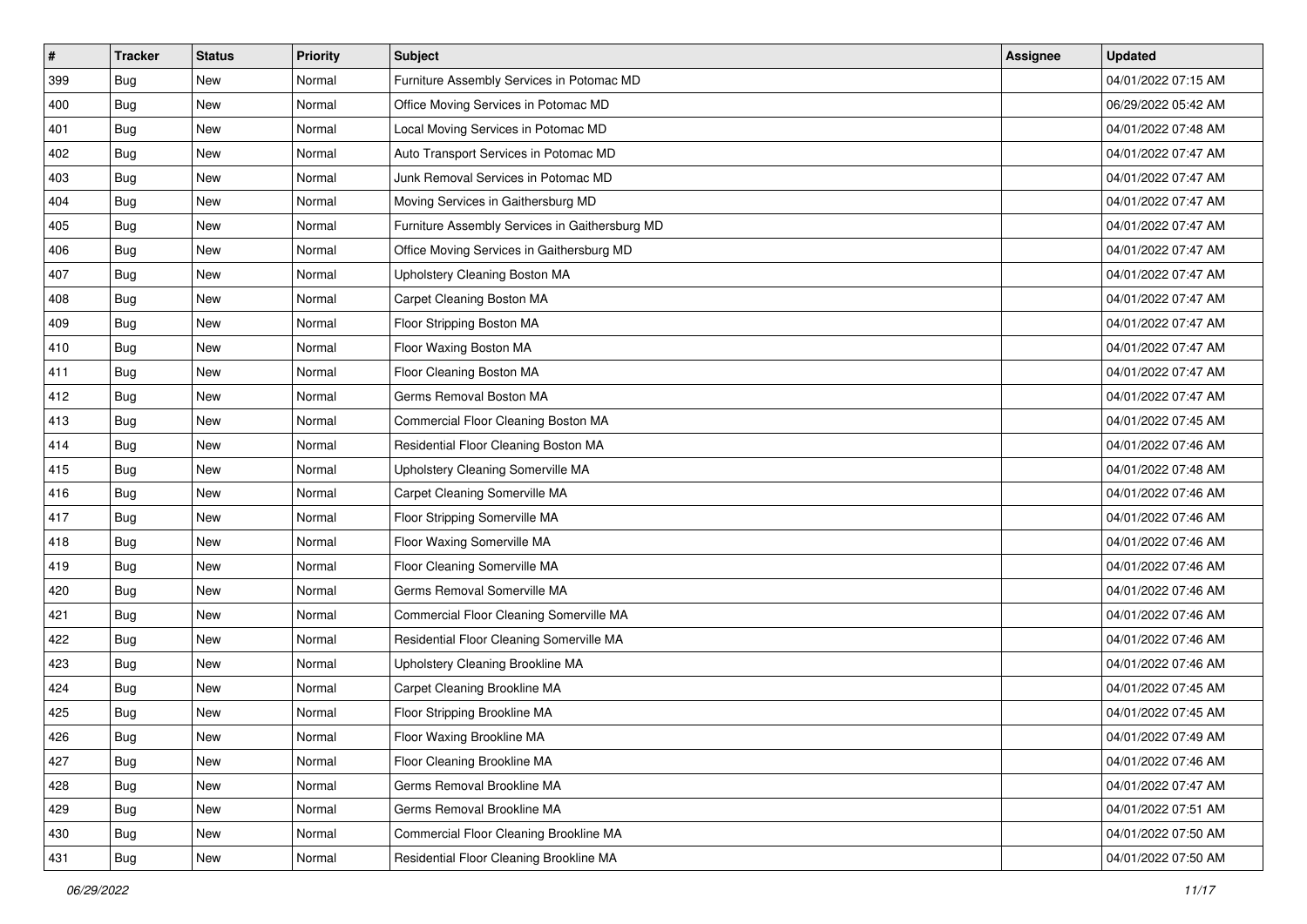| # | Tracker | Status | Priority | Subject | Assignee | Updated |
|---|---|---|---|---|---|---|
| 399 | Bug | New | Normal | Furniture Assembly Services in Potomac MD | | 04/01/2022 07:15 AM |
| 400 | Bug | New | Normal | Office Moving Services in Potomac MD | | 06/29/2022 05:42 AM |
| 401 | Bug | New | Normal | Local Moving Services in Potomac MD | | 04/01/2022 07:48 AM |
| 402 | Bug | New | Normal | Auto Transport Services in Potomac MD | | 04/01/2022 07:47 AM |
| 403 | Bug | New | Normal | Junk Removal Services in Potomac MD | | 04/01/2022 07:47 AM |
| 404 | Bug | New | Normal | Moving Services in Gaithersburg MD | | 04/01/2022 07:47 AM |
| 405 | Bug | New | Normal | Furniture Assembly Services in Gaithersburg MD | | 04/01/2022 07:47 AM |
| 406 | Bug | New | Normal | Office Moving Services in Gaithersburg MD | | 04/01/2022 07:47 AM |
| 407 | Bug | New | Normal | Upholstery Cleaning Boston MA | | 04/01/2022 07:47 AM |
| 408 | Bug | New | Normal | Carpet Cleaning Boston MA | | 04/01/2022 07:47 AM |
| 409 | Bug | New | Normal | Floor Stripping Boston MA | | 04/01/2022 07:47 AM |
| 410 | Bug | New | Normal | Floor Waxing Boston MA | | 04/01/2022 07:47 AM |
| 411 | Bug | New | Normal | Floor Cleaning Boston MA | | 04/01/2022 07:47 AM |
| 412 | Bug | New | Normal | Germs Removal Boston MA | | 04/01/2022 07:47 AM |
| 413 | Bug | New | Normal | Commercial Floor Cleaning Boston MA | | 04/01/2022 07:45 AM |
| 414 | Bug | New | Normal | Residential Floor Cleaning Boston MA | | 04/01/2022 07:46 AM |
| 415 | Bug | New | Normal | Upholstery Cleaning Somerville MA | | 04/01/2022 07:48 AM |
| 416 | Bug | New | Normal | Carpet Cleaning Somerville MA | | 04/01/2022 07:46 AM |
| 417 | Bug | New | Normal | Floor Stripping Somerville MA | | 04/01/2022 07:46 AM |
| 418 | Bug | New | Normal | Floor Waxing Somerville MA | | 04/01/2022 07:46 AM |
| 419 | Bug | New | Normal | Floor Cleaning Somerville MA | | 04/01/2022 07:46 AM |
| 420 | Bug | New | Normal | Germs Removal Somerville MA | | 04/01/2022 07:46 AM |
| 421 | Bug | New | Normal | Commercial Floor Cleaning Somerville MA | | 04/01/2022 07:46 AM |
| 422 | Bug | New | Normal | Residential Floor Cleaning Somerville MA | | 04/01/2022 07:46 AM |
| 423 | Bug | New | Normal | Upholstery Cleaning Brookline MA | | 04/01/2022 07:46 AM |
| 424 | Bug | New | Normal | Carpet Cleaning Brookline MA | | 04/01/2022 07:45 AM |
| 425 | Bug | New | Normal | Floor Stripping Brookline MA | | 04/01/2022 07:45 AM |
| 426 | Bug | New | Normal | Floor Waxing Brookline MA | | 04/01/2022 07:49 AM |
| 427 | Bug | New | Normal | Floor Cleaning Brookline MA | | 04/01/2022 07:46 AM |
| 428 | Bug | New | Normal | Germs Removal Brookline MA | | 04/01/2022 07:47 AM |
| 429 | Bug | New | Normal | Germs Removal Brookline MA | | 04/01/2022 07:51 AM |
| 430 | Bug | New | Normal | Commercial Floor Cleaning Brookline MA | | 04/01/2022 07:50 AM |
| 431 | Bug | New | Normal | Residential Floor Cleaning Brookline MA | | 04/01/2022 07:50 AM |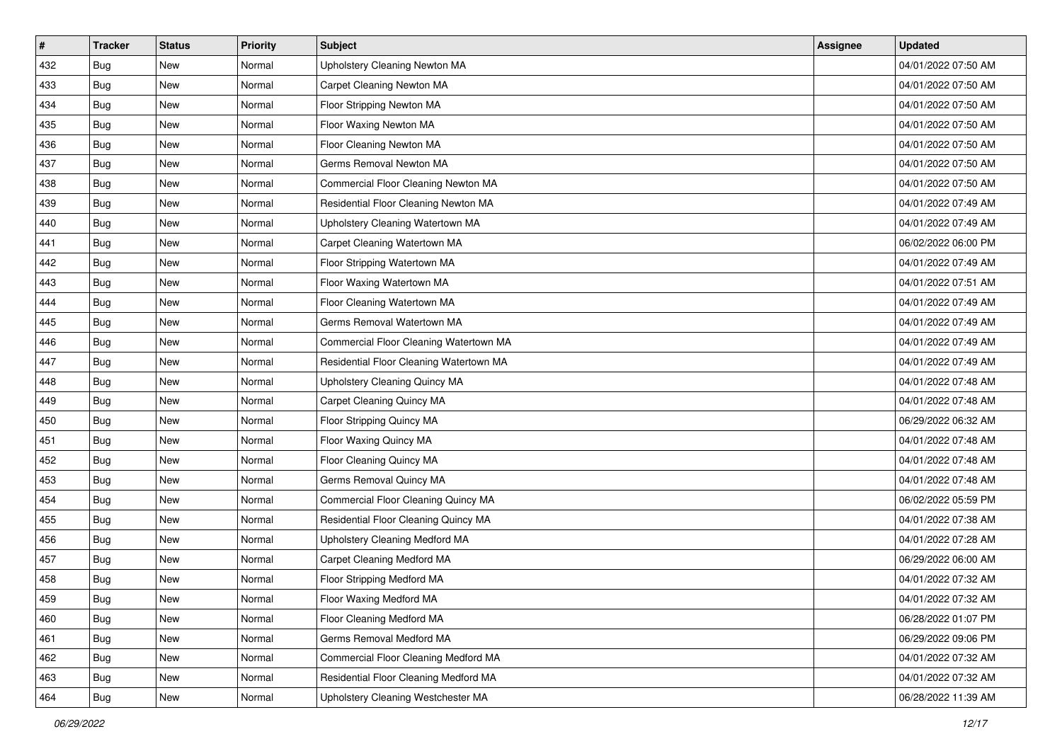| # | Tracker | Status | Priority | Subject | Assignee | Updated |
|---|---|---|---|---|---|---|
| 432 | Bug | New | Normal | Upholstery Cleaning Newton MA | | 04/01/2022 07:50 AM |
| 433 | Bug | New | Normal | Carpet Cleaning Newton MA | | 04/01/2022 07:50 AM |
| 434 | Bug | New | Normal | Floor Stripping Newton MA | | 04/01/2022 07:50 AM |
| 435 | Bug | New | Normal | Floor Waxing Newton MA | | 04/01/2022 07:50 AM |
| 436 | Bug | New | Normal | Floor Cleaning Newton MA | | 04/01/2022 07:50 AM |
| 437 | Bug | New | Normal | Germs Removal Newton MA | | 04/01/2022 07:50 AM |
| 438 | Bug | New | Normal | Commercial Floor Cleaning Newton MA | | 04/01/2022 07:50 AM |
| 439 | Bug | New | Normal | Residential Floor Cleaning Newton MA | | 04/01/2022 07:49 AM |
| 440 | Bug | New | Normal | Upholstery Cleaning Watertown MA | | 04/01/2022 07:49 AM |
| 441 | Bug | New | Normal | Carpet Cleaning Watertown MA | | 06/02/2022 06:00 PM |
| 442 | Bug | New | Normal | Floor Stripping Watertown MA | | 04/01/2022 07:49 AM |
| 443 | Bug | New | Normal | Floor Waxing Watertown MA | | 04/01/2022 07:51 AM |
| 444 | Bug | New | Normal | Floor Cleaning Watertown MA | | 04/01/2022 07:49 AM |
| 445 | Bug | New | Normal | Germs Removal Watertown MA | | 04/01/2022 07:49 AM |
| 446 | Bug | New | Normal | Commercial Floor Cleaning Watertown MA | | 04/01/2022 07:49 AM |
| 447 | Bug | New | Normal | Residential Floor Cleaning Watertown MA | | 04/01/2022 07:49 AM |
| 448 | Bug | New | Normal | Upholstery Cleaning Quincy MA | | 04/01/2022 07:48 AM |
| 449 | Bug | New | Normal | Carpet Cleaning Quincy MA | | 04/01/2022 07:48 AM |
| 450 | Bug | New | Normal | Floor Stripping Quincy MA | | 06/29/2022 06:32 AM |
| 451 | Bug | New | Normal | Floor Waxing Quincy MA | | 04/01/2022 07:48 AM |
| 452 | Bug | New | Normal | Floor Cleaning Quincy MA | | 04/01/2022 07:48 AM |
| 453 | Bug | New | Normal | Germs Removal Quincy MA | | 04/01/2022 07:48 AM |
| 454 | Bug | New | Normal | Commercial Floor Cleaning Quincy MA | | 06/02/2022 05:59 PM |
| 455 | Bug | New | Normal | Residential Floor Cleaning Quincy MA | | 04/01/2022 07:38 AM |
| 456 | Bug | New | Normal | Upholstery Cleaning Medford MA | | 04/01/2022 07:28 AM |
| 457 | Bug | New | Normal | Carpet Cleaning Medford MA | | 06/29/2022 06:00 AM |
| 458 | Bug | New | Normal | Floor Stripping Medford MA | | 04/01/2022 07:32 AM |
| 459 | Bug | New | Normal | Floor Waxing Medford MA | | 04/01/2022 07:32 AM |
| 460 | Bug | New | Normal | Floor Cleaning Medford MA | | 06/28/2022 01:07 PM |
| 461 | Bug | New | Normal | Germs Removal Medford MA | | 06/29/2022 09:06 PM |
| 462 | Bug | New | Normal | Commercial Floor Cleaning Medford MA | | 04/01/2022 07:32 AM |
| 463 | Bug | New | Normal | Residential Floor Cleaning Medford MA | | 04/01/2022 07:32 AM |
| 464 | Bug | New | Normal | Upholstery Cleaning Westchester MA | | 06/28/2022 11:39 AM |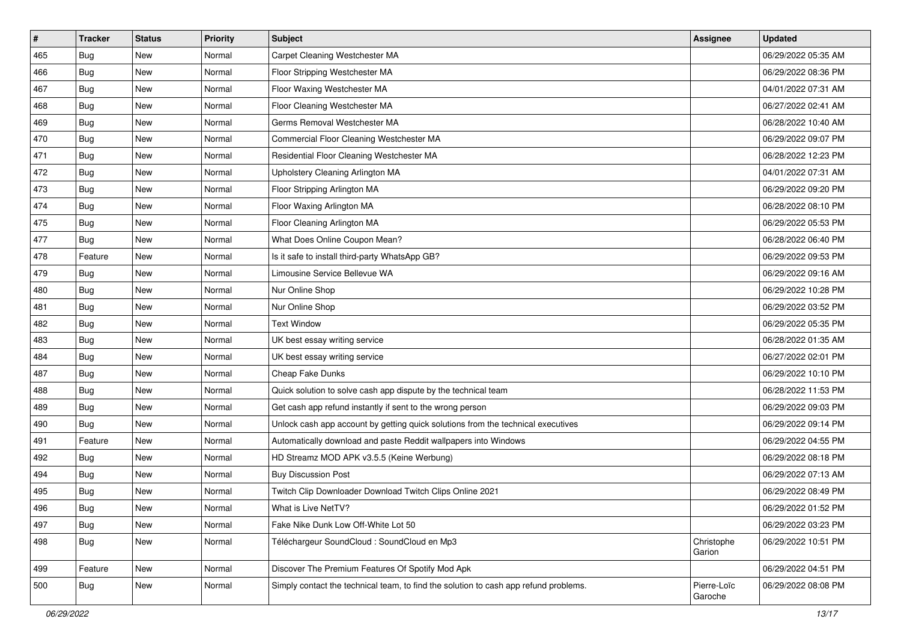| # | Tracker | Status | Priority | Subject | Assignee | Updated |
|---|---|---|---|---|---|---|
| 465 | Bug | New | Normal | Carpet Cleaning Westchester MA | | 06/29/2022 05:35 AM |
| 466 | Bug | New | Normal | Floor Stripping Westchester MA | | 06/29/2022 08:36 PM |
| 467 | Bug | New | Normal | Floor Waxing Westchester MA | | 04/01/2022 07:31 AM |
| 468 | Bug | New | Normal | Floor Cleaning Westchester MA | | 06/27/2022 02:41 AM |
| 469 | Bug | New | Normal | Germs Removal Westchester MA | | 06/28/2022 10:40 AM |
| 470 | Bug | New | Normal | Commercial Floor Cleaning Westchester MA | | 06/29/2022 09:07 PM |
| 471 | Bug | New | Normal | Residential Floor Cleaning Westchester MA | | 06/28/2022 12:23 PM |
| 472 | Bug | New | Normal | Upholstery Cleaning Arlington MA | | 04/01/2022 07:31 AM |
| 473 | Bug | New | Normal | Floor Stripping Arlington MA | | 06/29/2022 09:20 PM |
| 474 | Bug | New | Normal | Floor Waxing Arlington MA | | 06/28/2022 08:10 PM |
| 475 | Bug | New | Normal | Floor Cleaning Arlington MA | | 06/29/2022 05:53 PM |
| 477 | Bug | New | Normal | What Does Online Coupon Mean? | | 06/28/2022 06:40 PM |
| 478 | Feature | New | Normal | Is it safe to install third-party WhatsApp GB? | | 06/29/2022 09:53 PM |
| 479 | Bug | New | Normal | Limousine Service Bellevue WA | | 06/29/2022 09:16 AM |
| 480 | Bug | New | Normal | Nur Online Shop | | 06/29/2022 10:28 PM |
| 481 | Bug | New | Normal | Nur Online Shop | | 06/29/2022 03:52 PM |
| 482 | Bug | New | Normal | Text Window | | 06/29/2022 05:35 PM |
| 483 | Bug | New | Normal | UK best essay writing service | | 06/28/2022 01:35 AM |
| 484 | Bug | New | Normal | UK best essay writing service | | 06/27/2022 02:01 PM |
| 487 | Bug | New | Normal | Cheap Fake Dunks | | 06/29/2022 10:10 PM |
| 488 | Bug | New | Normal | Quick solution to solve cash app dispute by the technical team | | 06/28/2022 11:53 PM |
| 489 | Bug | New | Normal | Get cash app refund instantly if sent to the wrong person | | 06/29/2022 09:03 PM |
| 490 | Bug | New | Normal | Unlock cash app account by getting quick solutions from the technical executives | | 06/29/2022 09:14 PM |
| 491 | Feature | New | Normal | Automatically download and paste Reddit wallpapers into Windows | | 06/29/2022 04:55 PM |
| 492 | Bug | New | Normal | HD Streamz MOD APK v3.5.5 (Keine Werbung) | | 06/29/2022 08:18 PM |
| 494 | Bug | New | Normal | Buy Discussion Post | | 06/29/2022 07:13 AM |
| 495 | Bug | New | Normal | Twitch Clip Downloader Download Twitch Clips Online 2021 | | 06/29/2022 08:49 PM |
| 496 | Bug | New | Normal | What is Live NetTV? | | 06/29/2022 01:52 PM |
| 497 | Bug | New | Normal | Fake Nike Dunk Low Off-White Lot 50 | | 06/29/2022 03:23 PM |
| 498 | Bug | New | Normal | Téléchargeur SoundCloud : SoundCloud en Mp3 | Christophe Garion | 06/29/2022 10:51 PM |
| 499 | Feature | New | Normal | Discover The Premium Features Of Spotify Mod Apk | | 06/29/2022 04:51 PM |
| 500 | Bug | New | Normal | Simply contact the technical team, to find the solution to cash app refund problems. | Pierre-Loïc Garoche | 06/29/2022 08:08 PM |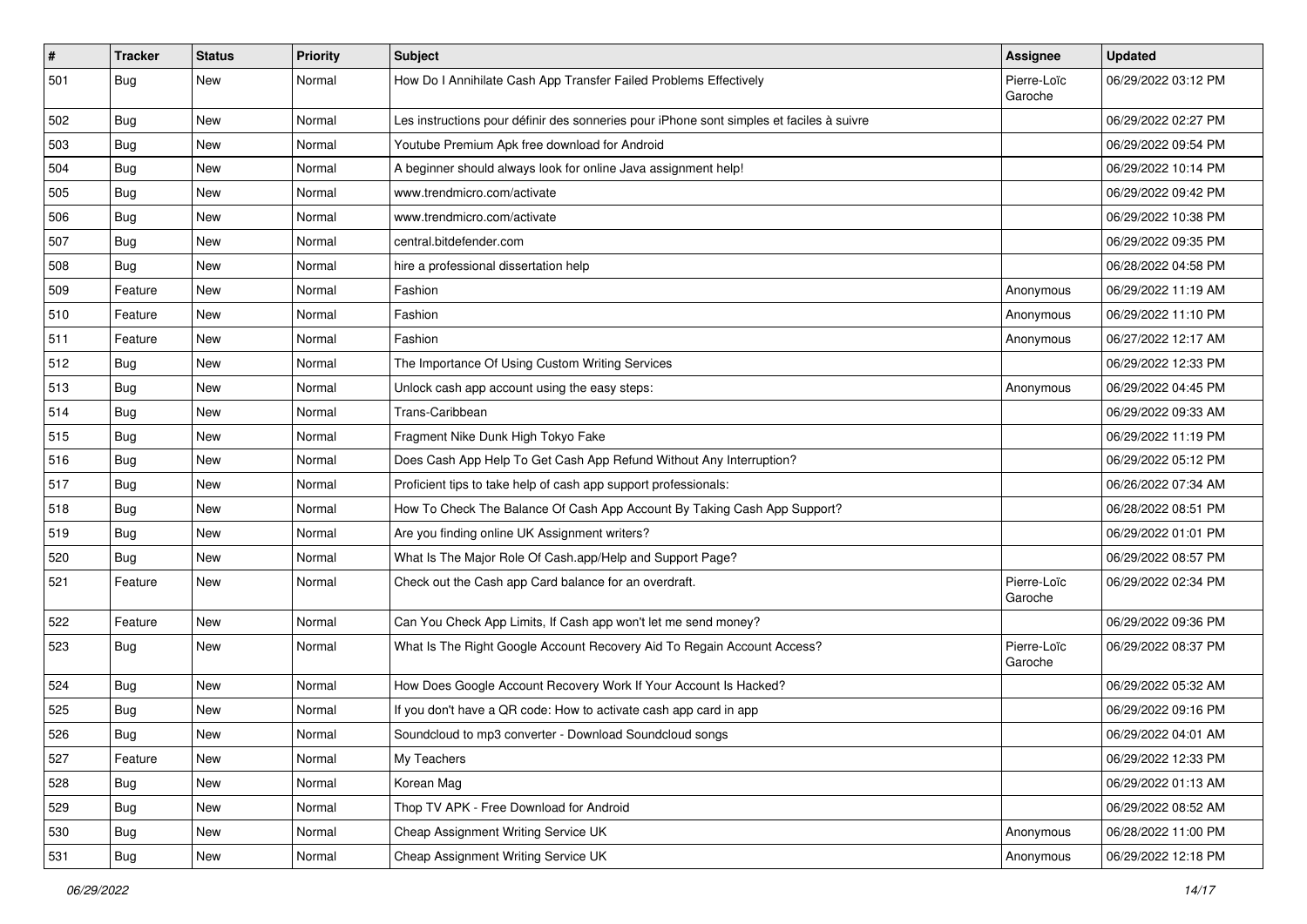| # | Tracker | Status | Priority | Subject | Assignee | Updated |
|---|---|---|---|---|---|---|
| 501 | Bug | New | Normal | How Do I Annihilate Cash App Transfer Failed Problems Effectively | Pierre-Loïc Garoche | 06/29/2022 03:12 PM |
| 502 | Bug | New | Normal | Les instructions pour définir des sonneries pour iPhone sont simples et faciles à suivre | | 06/29/2022 02:27 PM |
| 503 | Bug | New | Normal | Youtube Premium Apk free download for Android | | 06/29/2022 09:54 PM |
| 504 | Bug | New | Normal | A beginner should always look for online Java assignment help! | | 06/29/2022 10:14 PM |
| 505 | Bug | New | Normal | www.trendmicro.com/activate | | 06/29/2022 09:42 PM |
| 506 | Bug | New | Normal | www.trendmicro.com/activate | | 06/29/2022 10:38 PM |
| 507 | Bug | New | Normal | central.bitdefender.com | | 06/29/2022 09:35 PM |
| 508 | Bug | New | Normal | hire a professional dissertation help | | 06/28/2022 04:58 PM |
| 509 | Feature | New | Normal | Fashion | Anonymous | 06/29/2022 11:19 AM |
| 510 | Feature | New | Normal | Fashion | Anonymous | 06/29/2022 11:10 PM |
| 511 | Feature | New | Normal | Fashion | Anonymous | 06/27/2022 12:17 AM |
| 512 | Bug | New | Normal | The Importance Of Using Custom Writing Services | | 06/29/2022 12:33 PM |
| 513 | Bug | New | Normal | Unlock cash app account using the easy steps: | Anonymous | 06/29/2022 04:45 PM |
| 514 | Bug | New | Normal | Trans-Caribbean | | 06/29/2022 09:33 AM |
| 515 | Bug | New | Normal | Fragment Nike Dunk High Tokyo Fake | | 06/29/2022 11:19 PM |
| 516 | Bug | New | Normal | Does Cash App Help To Get Cash App Refund Without Any Interruption? | | 06/29/2022 05:12 PM |
| 517 | Bug | New | Normal | Proficient tips to take help of cash app support professionals: | | 06/26/2022 07:34 AM |
| 518 | Bug | New | Normal | How To Check The Balance Of Cash App Account By Taking Cash App Support? | | 06/28/2022 08:51 PM |
| 519 | Bug | New | Normal | Are you finding online UK Assignment writers? | | 06/29/2022 01:01 PM |
| 520 | Bug | New | Normal | What Is The Major Role Of Cash.app/Help and Support Page? | | 06/29/2022 08:57 PM |
| 521 | Feature | New | Normal | Check out the Cash app Card balance for an overdraft. | Pierre-Loïc Garoche | 06/29/2022 02:34 PM |
| 522 | Feature | New | Normal | Can You Check App Limits, If Cash app won't let me send money? | | 06/29/2022 09:36 PM |
| 523 | Bug | New | Normal | What Is The Right Google Account Recovery Aid To Regain Account Access? | Pierre-Loïc Garoche | 06/29/2022 08:37 PM |
| 524 | Bug | New | Normal | How Does Google Account Recovery Work If Your Account Is Hacked? | | 06/29/2022 05:32 AM |
| 525 | Bug | New | Normal | If you don't have a QR code: How to activate cash app card in app | | 06/29/2022 09:16 PM |
| 526 | Bug | New | Normal | Soundcloud to mp3 converter - Download Soundcloud songs | | 06/29/2022 04:01 AM |
| 527 | Feature | New | Normal | My Teachers | | 06/29/2022 12:33 PM |
| 528 | Bug | New | Normal | Korean Mag | | 06/29/2022 01:13 AM |
| 529 | Bug | New | Normal | Thop TV APK - Free Download for Android | | 06/29/2022 08:52 AM |
| 530 | Bug | New | Normal | Cheap Assignment Writing Service UK | Anonymous | 06/28/2022 11:00 PM |
| 531 | Bug | New | Normal | Cheap Assignment Writing Service UK | Anonymous | 06/29/2022 12:18 PM |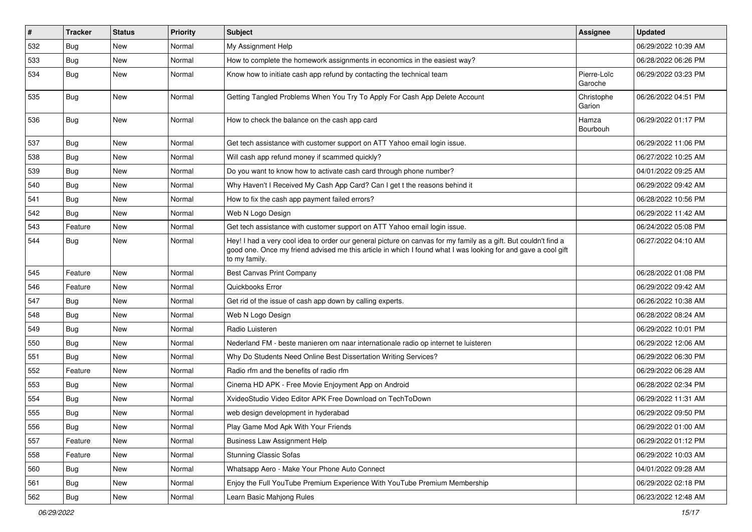| # | Tracker | Status | Priority | Subject | Assignee | Updated |
|---|---|---|---|---|---|---|
| 532 | Bug | New | Normal | My Assignment Help | | 06/29/2022 10:39 AM |
| 533 | Bug | New | Normal | How to complete the homework assignments in economics in the easiest way? | | 06/28/2022 06:26 PM |
| 534 | Bug | New | Normal | Know how to initiate cash app refund by contacting the technical team | Pierre-Loïc Garoche | 06/29/2022 03:23 PM |
| 535 | Bug | New | Normal | Getting Tangled Problems When You Try To Apply For Cash App Delete Account | Christophe Garion | 06/26/2022 04:51 PM |
| 536 | Bug | New | Normal | How to check the balance on the cash app card | Hamza Bourbouh | 06/29/2022 01:17 PM |
| 537 | Bug | New | Normal | Get tech assistance with customer support on ATT Yahoo email login issue. | | 06/29/2022 11:06 PM |
| 538 | Bug | New | Normal | Will cash app refund money if scammed quickly? | | 06/27/2022 10:25 AM |
| 539 | Bug | New | Normal | Do you want to know how to activate cash card through phone number? | | 04/01/2022 09:25 AM |
| 540 | Bug | New | Normal | Why Haven't I Received My Cash App Card? Can I get t the reasons behind it | | 06/29/2022 09:42 AM |
| 541 | Bug | New | Normal | How to fix the cash app payment failed errors? | | 06/28/2022 10:56 PM |
| 542 | Bug | New | Normal | Web N Logo Design | | 06/29/2022 11:42 AM |
| 543 | Feature | New | Normal | Get tech assistance with customer support on ATT Yahoo email login issue. | | 06/24/2022 05:08 PM |
| 544 | Bug | New | Normal | Hey! I had a very cool idea to order our general picture on canvas for my family as a gift. But couldn't find a good one. Once my friend advised me this article in which I found what I was looking for and gave a cool gift to my family. | | 06/27/2022 04:10 AM |
| 545 | Feature | New | Normal | Best Canvas Print Company | | 06/28/2022 01:08 PM |
| 546 | Feature | New | Normal | Quickbooks Error | | 06/29/2022 09:42 AM |
| 547 | Bug | New | Normal | Get rid of the issue of cash app down by calling experts. | | 06/26/2022 10:38 AM |
| 548 | Bug | New | Normal | Web N Logo Design | | 06/28/2022 08:24 AM |
| 549 | Bug | New | Normal | Radio Luisteren | | 06/29/2022 10:01 PM |
| 550 | Bug | New | Normal | Nederland FM - beste manieren om naar internationale radio op internet te luisteren | | 06/29/2022 12:06 AM |
| 551 | Bug | New | Normal | Why Do Students Need Online Best Dissertation Writing Services? | | 06/29/2022 06:30 PM |
| 552 | Feature | New | Normal | Radio rfm and the benefits of radio rfm | | 06/29/2022 06:28 AM |
| 553 | Bug | New | Normal | Cinema HD APK - Free Movie Enjoyment App on Android | | 06/28/2022 02:34 PM |
| 554 | Bug | New | Normal | XvideoStudio Video Editor APK Free Download on TechToDown | | 06/29/2022 11:31 AM |
| 555 | Bug | New | Normal | web design development in hyderabad | | 06/29/2022 09:50 PM |
| 556 | Bug | New | Normal | Play Game Mod Apk With Your Friends | | 06/29/2022 01:00 AM |
| 557 | Feature | New | Normal | Business Law Assignment Help | | 06/29/2022 01:12 PM |
| 558 | Feature | New | Normal | Stunning Classic Sofas | | 06/29/2022 10:03 AM |
| 560 | Bug | New | Normal | Whatsapp Aero - Make Your Phone Auto Connect | | 04/01/2022 09:28 AM |
| 561 | Bug | New | Normal | Enjoy the Full YouTube Premium Experience With YouTube Premium Membership | | 06/29/2022 02:18 PM |
| 562 | Bug | New | Normal | Learn Basic Mahjong Rules | | 06/23/2022 12:48 AM |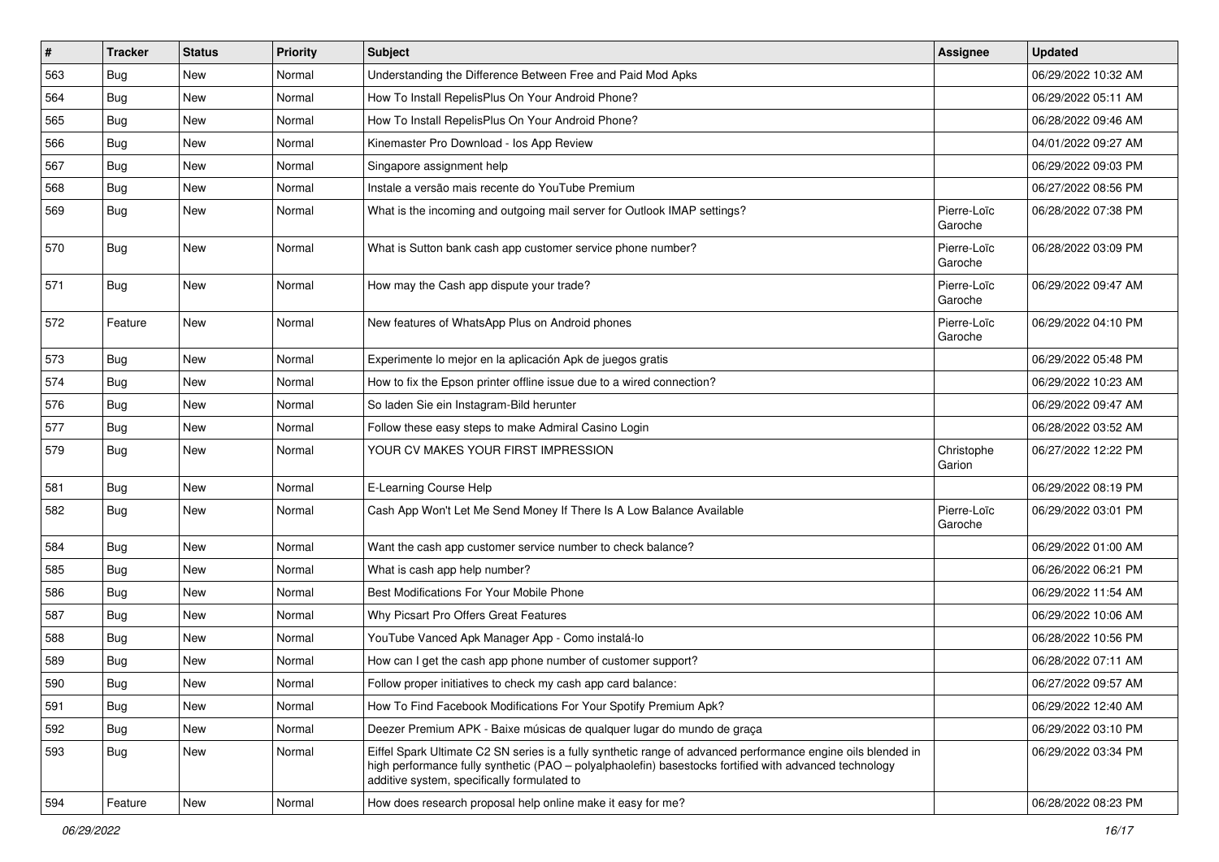| # | Tracker | Status | Priority | Subject | Assignee | Updated |
|---|---|---|---|---|---|---|
| 563 | Bug | New | Normal | Understanding the Difference Between Free and Paid Mod Apks | | 06/29/2022 10:32 AM |
| 564 | Bug | New | Normal | How To Install RepelisPlus On Your Android Phone? | | 06/29/2022 05:11 AM |
| 565 | Bug | New | Normal | How To Install RepelisPlus On Your Android Phone? | | 06/28/2022 09:46 AM |
| 566 | Bug | New | Normal | Kinemaster Pro Download - Ios App Review | | 04/01/2022 09:27 AM |
| 567 | Bug | New | Normal | Singapore assignment help | | 06/29/2022 09:03 PM |
| 568 | Bug | New | Normal | Instale a versão mais recente do YouTube Premium | | 06/27/2022 08:56 PM |
| 569 | Bug | New | Normal | What is the incoming and outgoing mail server for Outlook IMAP settings? | Pierre-Loïc Garoche | 06/28/2022 07:38 PM |
| 570 | Bug | New | Normal | What is Sutton bank cash app customer service phone number? | Pierre-Loïc Garoche | 06/28/2022 03:09 PM |
| 571 | Bug | New | Normal | How may the Cash app dispute your trade? | Pierre-Loïc Garoche | 06/29/2022 09:47 AM |
| 572 | Feature | New | Normal | New features of WhatsApp Plus on Android phones | Pierre-Loïc Garoche | 06/29/2022 04:10 PM |
| 573 | Bug | New | Normal | Experimente lo mejor en la aplicación Apk de juegos gratis | | 06/29/2022 05:48 PM |
| 574 | Bug | New | Normal | How to fix the Epson printer offline issue due to a wired connection? | | 06/29/2022 10:23 AM |
| 576 | Bug | New | Normal | So laden Sie ein Instagram-Bild herunter | | 06/29/2022 09:47 AM |
| 577 | Bug | New | Normal | Follow these easy steps to make Admiral Casino Login | | 06/28/2022 03:52 AM |
| 579 | Bug | New | Normal | YOUR CV MAKES YOUR FIRST IMPRESSION | Christophe Garion | 06/27/2022 12:22 PM |
| 581 | Bug | New | Normal | E-Learning Course Help | | 06/29/2022 08:19 PM |
| 582 | Bug | New | Normal | Cash App Won't Let Me Send Money If There Is A Low Balance Available | Pierre-Loïc Garoche | 06/29/2022 03:01 PM |
| 584 | Bug | New | Normal | Want the cash app customer service number to check balance? | | 06/29/2022 01:00 AM |
| 585 | Bug | New | Normal | What is cash app help number? | | 06/26/2022 06:21 PM |
| 586 | Bug | New | Normal | Best Modifications For Your Mobile Phone | | 06/29/2022 11:54 AM |
| 587 | Bug | New | Normal | Why Picsart Pro Offers Great Features | | 06/29/2022 10:06 AM |
| 588 | Bug | New | Normal | YouTube Vanced Apk Manager App - Como instalá-lo | | 06/28/2022 10:56 PM |
| 589 | Bug | New | Normal | How can I get the cash app phone number of customer support? | | 06/28/2022 07:11 AM |
| 590 | Bug | New | Normal | Follow proper initiatives to check my cash app card balance: | | 06/27/2022 09:57 AM |
| 591 | Bug | New | Normal | How To Find Facebook Modifications For Your Spotify Premium Apk? | | 06/29/2022 12:40 AM |
| 592 | Bug | New | Normal | Deezer Premium APK - Baixe músicas de qualquer lugar do mundo de graça | | 06/29/2022 03:10 PM |
| 593 | Bug | New | Normal | Eiffel Spark Ultimate C2 SN series is a fully synthetic range of advanced performance engine oils blended in high performance fully synthetic (PAO – polyalphaolefin) basestocks fortified with advanced technology additive system, specifically formulated to | | 06/29/2022 03:34 PM |
| 594 | Feature | New | Normal | How does research proposal help online make it easy for me? | | 06/28/2022 08:23 PM |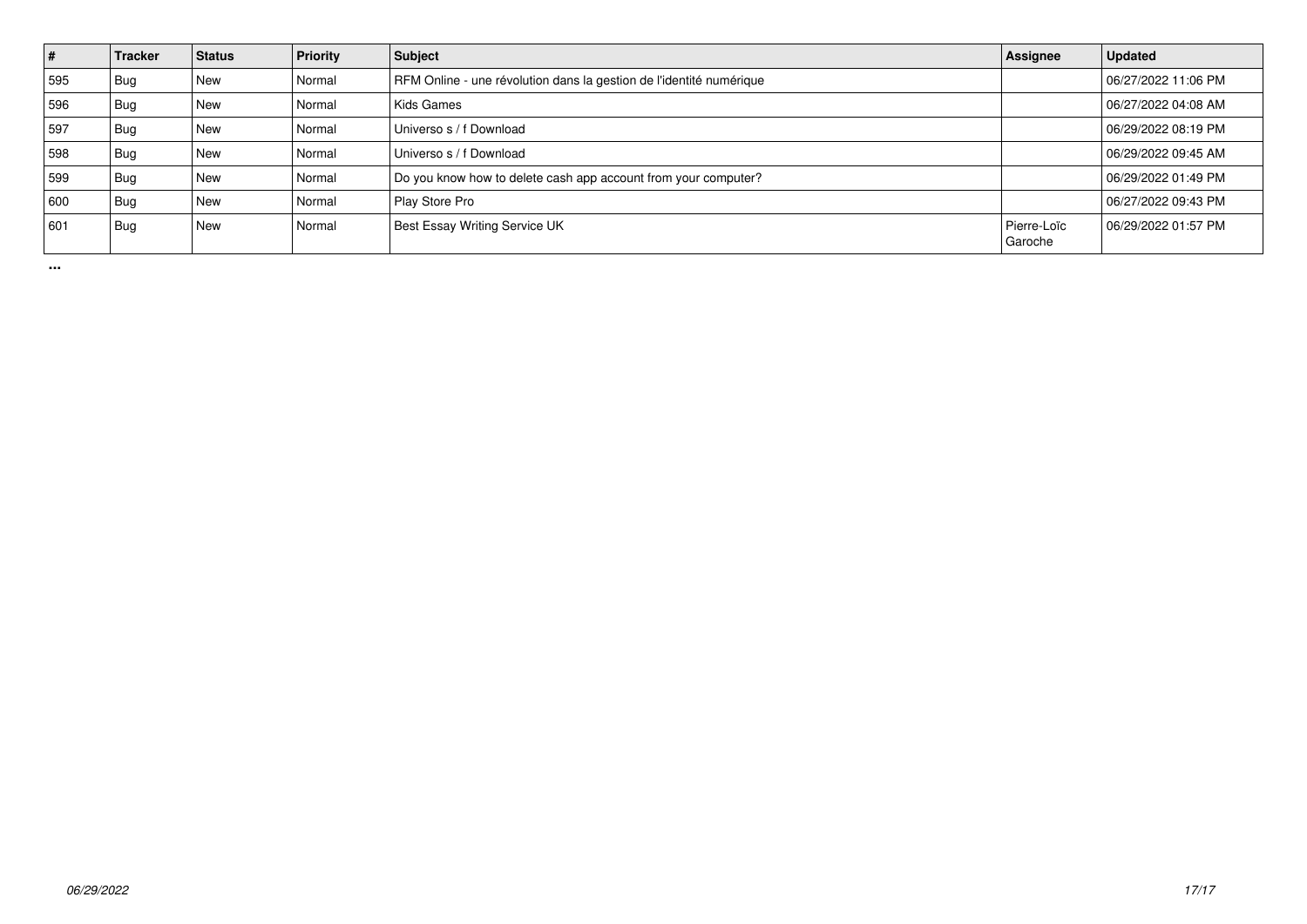| # | Tracker | Status | Priority | Subject | Assignee | Updated |
|---|---|---|---|---|---|---|
| 595 | Bug | New | Normal | RFM Online - une révolution dans la gestion de l'identité numérique | | 06/27/2022 11:06 PM |
| 596 | Bug | New | Normal | Kids Games | | 06/27/2022 04:08 AM |
| 597 | Bug | New | Normal | Universo s / f Download | | 06/29/2022 08:19 PM |
| 598 | Bug | New | Normal | Universo s / f Download | | 06/29/2022 09:45 AM |
| 599 | Bug | New | Normal | Do you know how to delete cash app account from your computer? | | 06/29/2022 01:49 PM |
| 600 | Bug | New | Normal | Play Store Pro | | 06/27/2022 09:43 PM |
| 601 | Bug | New | Normal | Best Essay Writing Service UK | Pierre-Loïc Garoche | 06/29/2022 01:57 PM |

...